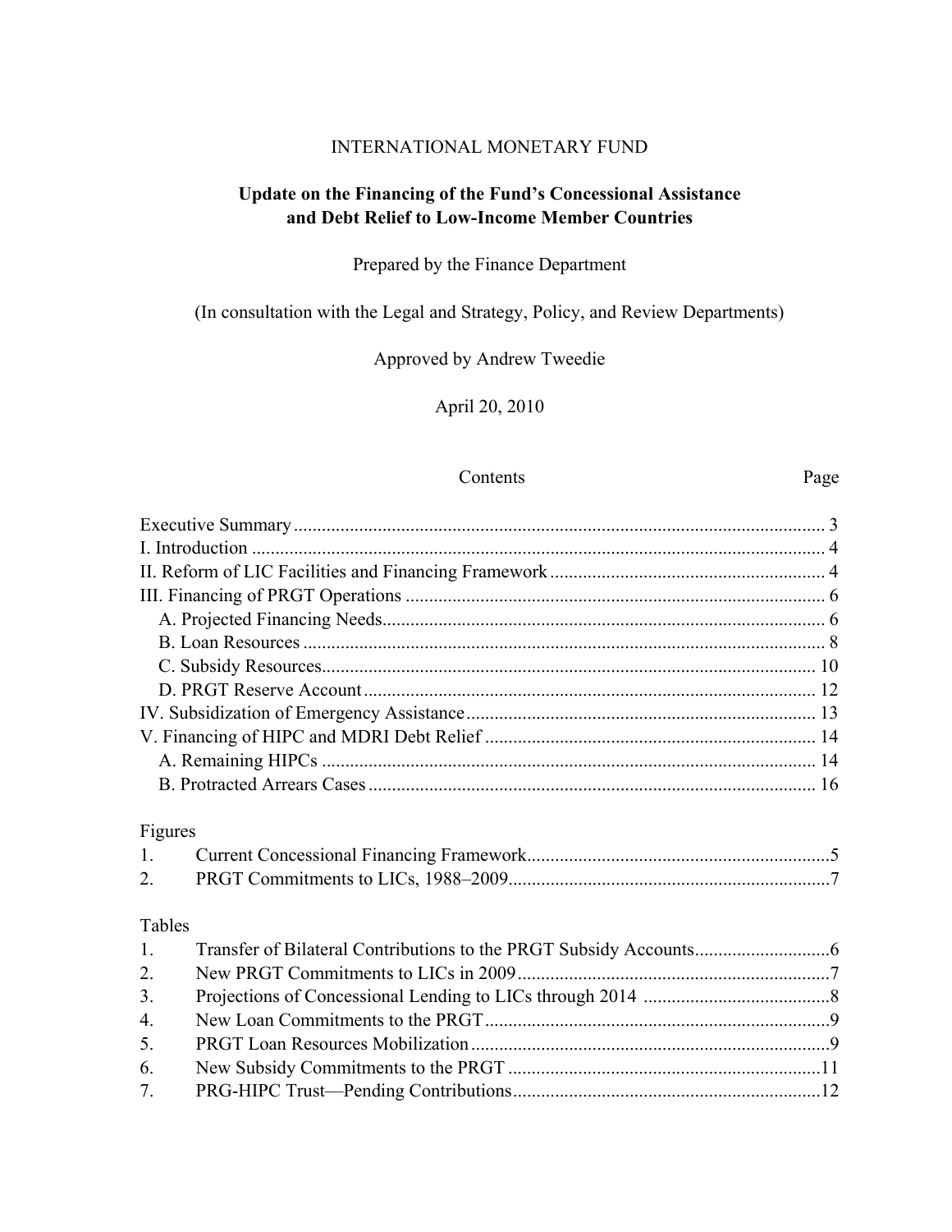INTERNATIONAL MONETARY FUND

# Update on the Financing of the Fund's Concessional Assistance and Debt Relief to Low-Income Member Countries

Prepared by the Finance Department

(In consultation with the Legal and Strategy, Policy, and Review Departments)

Approved by Andrew Tweedie

April 20, 2010

| Contents | Page |
|---|---|
| Executive Summary | 3 |
| I. Introduction | 4 |
| II. Reform of LIC Facilities and Financing Framework | 4 |
| III. Financing of PRGT Operations | 6 |
| A. Projected Financing Needs | 6 |
| B. Loan Resources | 8 |
| C. Subsidy Resources | 10 |
| D. PRGT Reserve Account | 12 |
| IV. Subsidization of Emergency Assistance | 13 |
| V. Financing of HIPC and MDRI Debt Relief | 14 |
| A. Remaining HIPCs | 14 |
| B. Protracted Arrears Cases | 16 |

Figures

| | | |
|---|---|---|
| 1. | Current Concessional Financing Framework | 5 |
| 2. | PRGT Commitments to LICs, 1988–2009 | 7 |

Tables

| | | |
|---|---|---|
| 1. | Transfer of Bilateral Contributions to the PRGT Subsidy Accounts | 6 |
| 2. | New PRGT Commitments to LICs in 2009 | 7 |
| 3. | Projections of Concessional Lending to LICs through 2014 | 8 |
| 4. | New Loan Commitments to the PRGT | 9 |
| 5. | PRGT Loan Resources Mobilization | 9 |
| 6. | New Subsidy Commitments to the PRGT | 11 |
| 7. | PRG-HIPC Trust—Pending Contributions | 12 |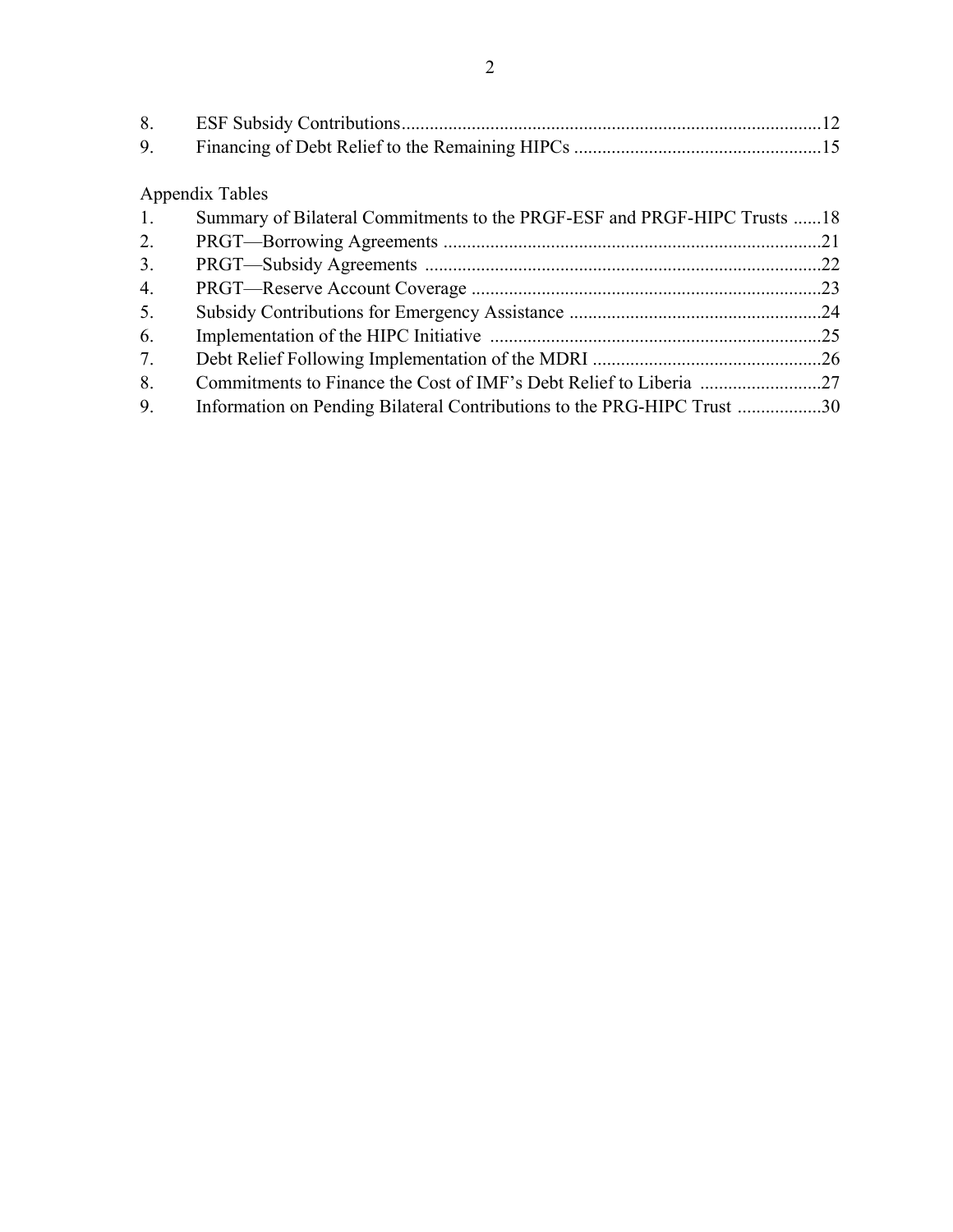8. ESF Subsidy Contributions .......................................................................................... 12
9. Financing of Debt Relief to the Remaining HIPCs ..................................................... 15

Appendix Tables

1. Summary of Bilateral Commitments to the PRGF-ESF and PRGF-HIPC Trusts ...... 18
2. PRGT—Borrowing Agreements ................................................................................. 21
3. PRGT—Subsidy Agreements ..................................................................................... 22
4. PRGT—Reserve Account Coverage ........................................................................... 23
5. Subsidy Contributions for Emergency Assistance ...................................................... 24
6. Implementation of the HIPC Initiative ....................................................................... 25
7. Debt Relief Following Implementation of the MDRI ................................................. 26
8. Commitments to Finance the Cost of IMF's Debt Relief to Liberia .......................... 27
9. Information on Pending Bilateral Contributions to the PRG-HIPC Trust .................. 30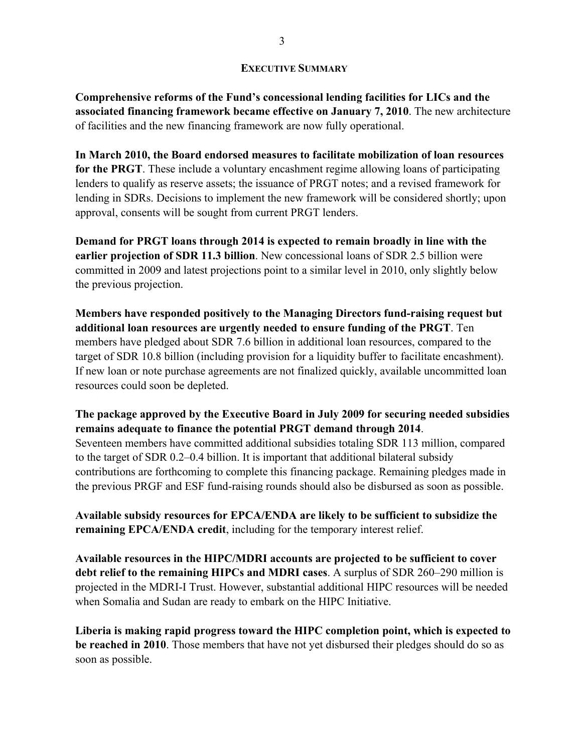## EXECUTIVE SUMMARY

**Comprehensive reforms of the Fund's concessional lending facilities for LICs and the associated financing framework became effective on January 7, 2010**. The new architecture of facilities and the new financing framework are now fully operational.

**In March 2010, the Board endorsed measures to facilitate mobilization of loan resources for the PRGT**. These include a voluntary encashment regime allowing loans of participating lenders to qualify as reserve assets; the issuance of PRGT notes; and a revised framework for lending in SDRs. Decisions to implement the new framework will be considered shortly; upon approval, consents will be sought from current PRGT lenders.

**Demand for PRGT loans through 2014 is expected to remain broadly in line with the earlier projection of SDR 11.3 billion**. New concessional loans of SDR 2.5 billion were committed in 2009 and latest projections point to a similar level in 2010, only slightly below the previous projection.

**Members have responded positively to the Managing Directors fund-raising request but additional loan resources are urgently needed to ensure funding of the PRGT**. Ten members have pledged about SDR 7.6 billion in additional loan resources, compared to the target of SDR 10.8 billion (including provision for a liquidity buffer to facilitate encashment). If new loan or note purchase agreements are not finalized quickly, available uncommitted loan resources could soon be depleted.

**The package approved by the Executive Board in July 2009 for securing needed subsidies remains adequate to finance the potential PRGT demand through 2014**. Seventeen members have committed additional subsidies totaling SDR 113 million, compared to the target of SDR 0.2–0.4 billion. It is important that additional bilateral subsidy contributions are forthcoming to complete this financing package. Remaining pledges made in the previous PRGF and ESF fund-raising rounds should also be disbursed as soon as possible.

**Available subsidy resources for EPCA/ENDA are likely to be sufficient to subsidize the remaining EPCA/ENDA credit**, including for the temporary interest relief.

**Available resources in the HIPC/MDRI accounts are projected to be sufficient to cover debt relief to the remaining HIPCs and MDRI cases**. A surplus of SDR 260–290 million is projected in the MDRI-I Trust. However, substantial additional HIPC resources will be needed when Somalia and Sudan are ready to embark on the HIPC Initiative.

**Liberia is making rapid progress toward the HIPC completion point, which is expected to be reached in 2010**. Those members that have not yet disbursed their pledges should do so as soon as possible.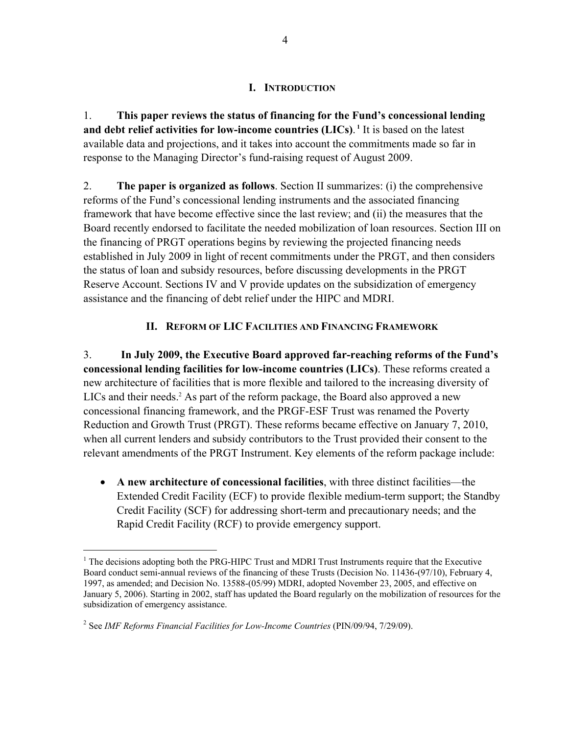## I. INTRODUCTION

1. **This paper reviews the status of financing for the Fund's concessional lending and debt relief activities for low-income countries (LICs).**[1] It is based on the latest available data and projections, and it takes into account the commitments made so far in response to the Managing Director's fund-raising request of August 2009.

2. **The paper is organized as follows**. Section II summarizes: (i) the comprehensive reforms of the Fund's concessional lending instruments and the associated financing framework that have become effective since the last review; and (ii) the measures that the Board recently endorsed to facilitate the needed mobilization of loan resources. Section III on the financing of PRGT operations begins by reviewing the projected financing needs established in July 2009 in light of recent commitments under the PRGT, and then considers the status of loan and subsidy resources, before discussing developments in the PRGT Reserve Account. Sections IV and V provide updates on the subsidization of emergency assistance and the financing of debt relief under the HIPC and MDRI.

## II. REFORM OF LIC FACILITIES AND FINANCING FRAMEWORK

3. **In July 2009, the Executive Board approved far-reaching reforms of the Fund's concessional lending facilities for low-income countries (LICs)**. These reforms created a new architecture of facilities that is more flexible and tailored to the increasing diversity of LICs and their needs.[2] As part of the reform package, the Board also approved a new concessional financing framework, and the PRGF-ESF Trust was renamed the Poverty Reduction and Growth Trust (PRGT). These reforms became effective on January 7, 2010, when all current lenders and subsidy contributors to the Trust provided their consent to the relevant amendments of the PRGT Instrument. Key elements of the reform package include:

- **A new architecture of concessional facilities**, with three distinct facilities—the Extended Credit Facility (ECF) to provide flexible medium-term support; the Standby Credit Facility (SCF) for addressing short-term and precautionary needs; and the Rapid Credit Facility (RCF) to provide emergency support.

---

[1] The decisions adopting both the PRG-HIPC Trust and MDRI Trust Instruments require that the Executive Board conduct semi-annual reviews of the financing of these Trusts (Decision No. 11436-(97/10), February 4, 1997, as amended; and Decision No. 13588-(05/99) MDRI, adopted November 23, 2005, and effective on January 5, 2006). Starting in 2002, staff has updated the Board regularly on the mobilization of resources for the subsidization of emergency assistance.

[2] See *IMF Reforms Financial Facilities for Low-Income Countries* (PIN/09/94, 7/29/09).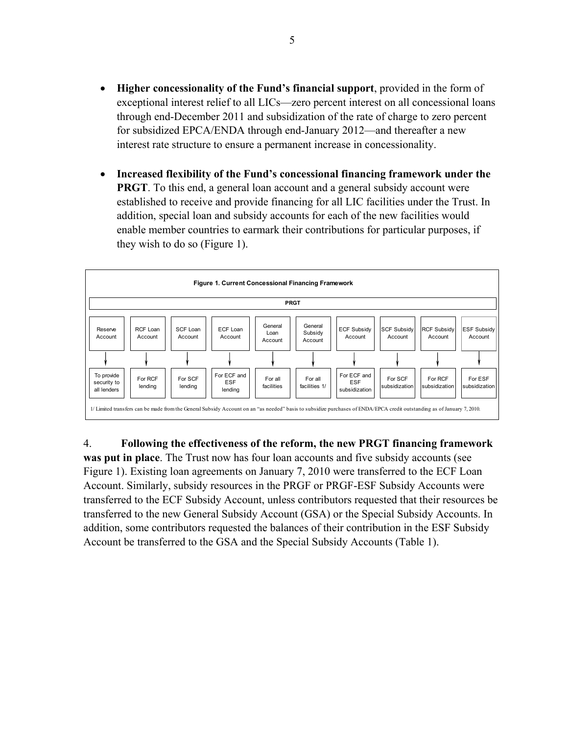- **Higher concessionality of the Fund's financial support**, provided in the form of exceptional interest relief to all LICs—zero percent interest on all concessional loans through end-December 2011 and subsidization of the rate of charge to zero percent for subsidized EPCA/ENDA through end-January 2012—and thereafter a new interest rate structure to ensure a permanent increase in concessionality.

- **Increased flexibility of the Fund's concessional financing framework under the PRGT**. To this end, a general loan account and a general subsidy account were established to receive and provide financing for all LIC facilities under the Trust. In addition, special loan and subsidy accounts for each of the new facilities would enable member countries to earmark their contributions for particular purposes, if they wish to do so (Figure 1).

**Figure 1. Current Concessional Financing Framework**

| PRGT | | | | | | | | | |
|---|---|---|---|---|---|---|---|---|---|
| Reserve Account | RCF Loan Account | SCF Loan Account | ECF Loan Account | General Loan Account | General Subsidy Account | ECF Subsidy Account | SCF Subsidy Account | RCF Subsidy Account | ESF Subsidy Account |
| ↓ | ↓ | ↓ | ↓ | ↓ | ↓ | ↓ | ↓ | ↓ | ↓ |
| To provide security to all lenders | For RCF lending | For SCF lending | For ECF and ESF lending | For all facilities | For all facilities 1/ | For ECF and ESF subsidization | For SCF subsidization | For RCF subsidization | For ESF subsidization |

1/ Limited transfers can be made from the General Subsidy Account on an "as needed" basis to subsidize purchases of ENDA/EPCA credit outstanding as of January 7, 2010.

4. **Following the effectiveness of the reform, the new PRGT financing framework was put in place**. The Trust now has four loan accounts and five subsidy accounts (see Figure 1). Existing loan agreements on January 7, 2010 were transferred to the ECF Loan Account. Similarly, subsidy resources in the PRGF or PRGF-ESF Subsidy Accounts were transferred to the ECF Subsidy Account, unless contributors requested that their resources be transferred to the new General Subsidy Account (GSA) or the Special Subsidy Accounts. In addition, some contributors requested the balances of their contribution in the ESF Subsidy Account be transferred to the GSA and the Special Subsidy Accounts (Table 1).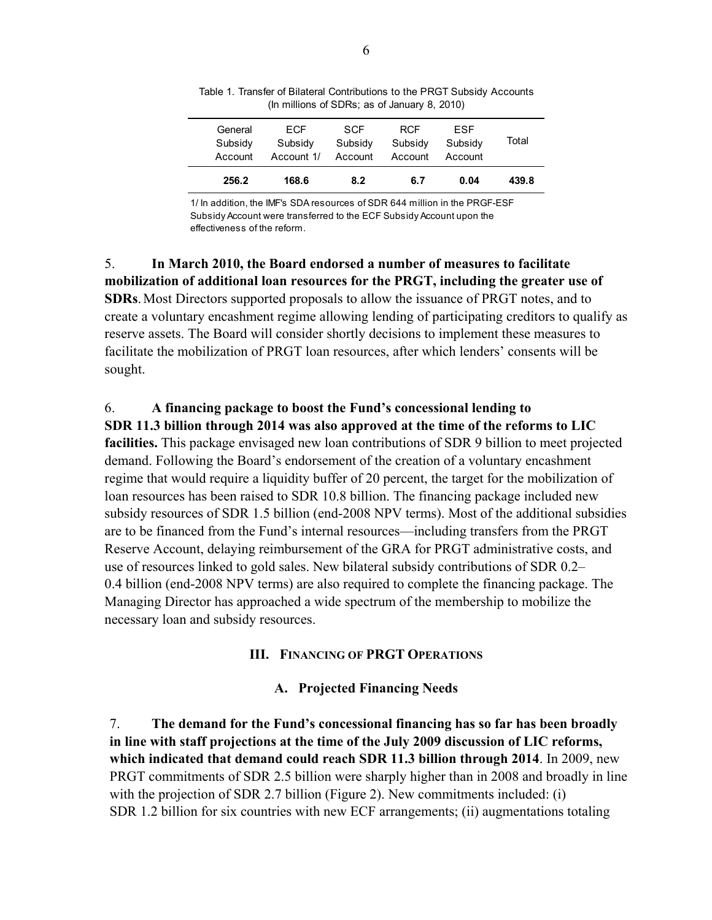Table 1. Transfer of Bilateral Contributions to the PRGT Subsidy Accounts
(In millions of SDRs; as of January 8, 2010)

| General Subsidy Account | ECF Subsidy Account 1/ | SCF Subsidy Account | RCF Subsidy Account | ESF Subsidy Account | Total |
|---|---|---|---|---|---|
| **256.2** | **168.6** | **8.2** | **6.7** | **0.04** | **439.8** |

1/ In addition, the IMF's SDA resources of SDR 644 million in the PRGF-ESF Subsidy Account were transferred to the ECF Subsidy Account upon the effectiveness of the reform.

5. **In March 2010, the Board endorsed a number of measures to facilitate mobilization of additional loan resources for the PRGT, including the greater use of SDRs**. Most Directors supported proposals to allow the issuance of PRGT notes, and to create a voluntary encashment regime allowing lending of participating creditors to qualify as reserve assets. The Board will consider shortly decisions to implement these measures to facilitate the mobilization of PRGT loan resources, after which lenders' consents will be sought.

6. **A financing package to boost the Fund's concessional lending to SDR 11.3 billion through 2014 was also approved at the time of the reforms to LIC facilities.** This package envisaged new loan contributions of SDR 9 billion to meet projected demand. Following the Board's endorsement of the creation of a voluntary encashment regime that would require a liquidity buffer of 20 percent, the target for the mobilization of loan resources has been raised to SDR 10.8 billion. The financing package included new subsidy resources of SDR 1.5 billion (end-2008 NPV terms). Most of the additional subsidies are to be financed from the Fund's internal resources—including transfers from the PRGT Reserve Account, delaying reimbursement of the GRA for PRGT administrative costs, and use of resources linked to gold sales. New bilateral subsidy contributions of SDR 0.2–0.4 billion (end-2008 NPV terms) are also required to complete the financing package. The Managing Director has approached a wide spectrum of the membership to mobilize the necessary loan and subsidy resources.

## III. Financing of PRGT Operations

### A. Projected Financing Needs

7. **The demand for the Fund's concessional financing has so far has been broadly in line with staff projections at the time of the July 2009 discussion of LIC reforms, which indicated that demand could reach SDR 11.3 billion through 2014**. In 2009, new PRGT commitments of SDR 2.5 billion were sharply higher than in 2008 and broadly in line with the projection of SDR 2.7 billion (Figure 2). New commitments included: (i) SDR 1.2 billion for six countries with new ECF arrangements; (ii) augmentations totaling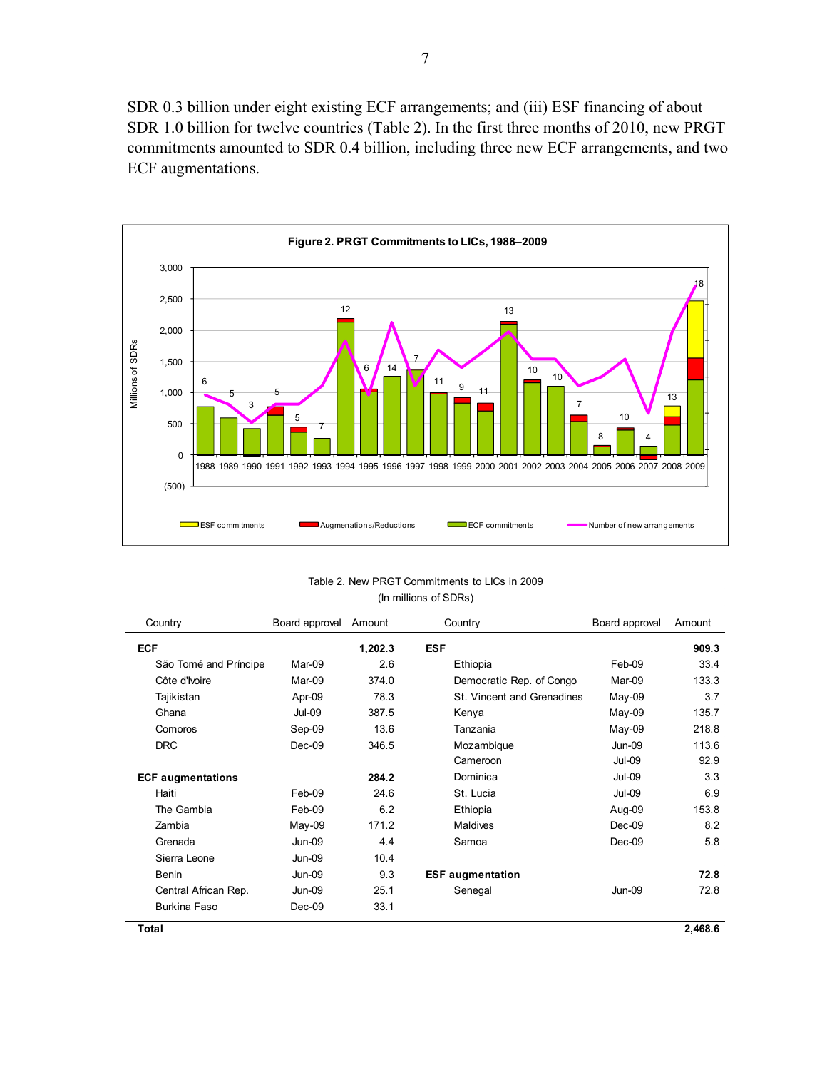SDR 0.3 billion under eight existing ECF arrangements; and (iii) ESF financing of about SDR 1.0 billion for twelve countries (Table 2). In the first three months of 2010, new PRGT commitments amounted to SDR 0.4 billion, including three new ECF arrangements, and two ECF augmentations.

**Figure 2. PRGT Commitments to LICs, 1988–2009**

Table 2. New PRGT Commitments to LICs in 2009
(In millions of SDRs)

| Country | Board approval | Amount | Country | Board approval | Amount |
|---|---|---|---|---|---|
| **ECF** | | **1,202.3** | **ESF** | | **909.3** |
| São Tomé and Príncipe | Mar-09 | 2.6 | Ethiopia | Feb-09 | 33.4 |
| Côte d'Ivoire | Mar-09 | 374.0 | Democratic Rep. of Congo | Mar-09 | 133.3 |
| Tajikistan | Apr-09 | 78.3 | St. Vincent and Grenadines | May-09 | 3.7 |
| Ghana | Jul-09 | 387.5 | Kenya | May-09 | 135.7 |
| Comoros | Sep-09 | 13.6 | Tanzania | May-09 | 218.8 |
| DRC | Dec-09 | 346.5 | Mozambique | Jun-09 | 113.6 |
| | | | Cameroon | Jul-09 | 92.9 |
| **ECF augmentations** | | **284.2** | Dominica | Jul-09 | 3.3 |
| Haiti | Feb-09 | 24.6 | St. Lucia | Jul-09 | 6.9 |
| The Gambia | Feb-09 | 6.2 | Ethiopia | Aug-09 | 153.8 |
| Zambia | May-09 | 171.2 | Maldives | Dec-09 | 8.2 |
| Grenada | Jun-09 | 4.4 | Samoa | Dec-09 | 5.8 |
| Sierra Leone | Jun-09 | 10.4 | | | |
| Benin | Jun-09 | 9.3 | **ESF augmentation** | | **72.8** |
| Central African Rep. | Jun-09 | 25.1 | Senegal | Jun-09 | 72.8 |
| Burkina Faso | Dec-09 | 33.1 | | | |
| **Total** | | | | | **2,468.6** |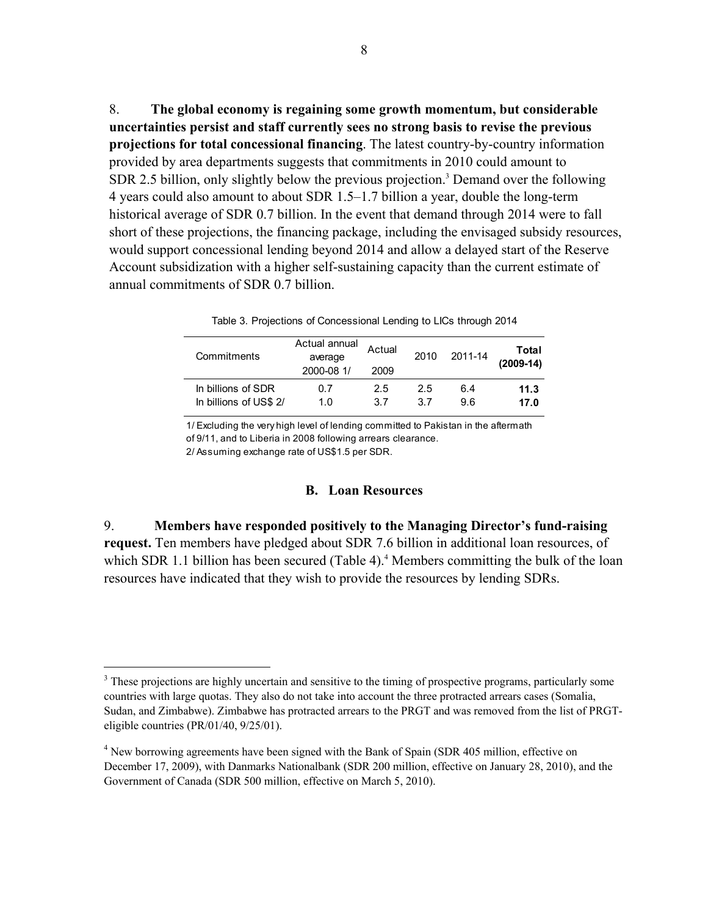8. **The global economy is regaining some growth momentum, but considerable uncertainties persist and staff currently sees no strong basis to revise the previous projections for total concessional financing**. The latest country-by-country information provided by area departments suggests that commitments in 2010 could amount to SDR 2.5 billion, only slightly below the previous projection.[3] Demand over the following 4 years could also amount to about SDR 1.5–1.7 billion a year, double the long-term historical average of SDR 0.7 billion. In the event that demand through 2014 were to fall short of these projections, the financing package, including the envisaged subsidy resources, would support concessional lending beyond 2014 and allow a delayed start of the Reserve Account subsidization with a higher self-sustaining capacity than the current estimate of annual commitments of SDR 0.7 billion.

Table 3. Projections of Concessional Lending to LICs through 2014

| Commitments | Actual annual average 2000-08 1/ | Actual 2009 | 2010 | 2011-14 | **Total (2009-14)** |
|---|---|---|---|---|---|
| In billions of SDR | 0.7 | 2.5 | 2.5 | 6.4 | **11.3** |
| In billions of US$ 2/ | 1.0 | 3.7 | 3.7 | 9.6 | **17.0** |

1/ Excluding the very high level of lending committed to Pakistan in the aftermath of 9/11, and to Liberia in 2008 following arrears clearance.
2/ Assuming exchange rate of US$1.5 per SDR.

### B. Loan Resources

9. **Members have responded positively to the Managing Director's fund-raising request.** Ten members have pledged about SDR 7.6 billion in additional loan resources, of which SDR 1.1 billion has been secured (Table 4).[4] Members committing the bulk of the loan resources have indicated that they wish to provide the resources by lending SDRs.

---

[3] These projections are highly uncertain and sensitive to the timing of prospective programs, particularly some countries with large quotas. They also do not take into account the three protracted arrears cases (Somalia, Sudan, and Zimbabwe). Zimbabwe has protracted arrears to the PRGT and was removed from the list of PRGT-eligible countries (PR/01/40, 9/25/01).

[4] New borrowing agreements have been signed with the Bank of Spain (SDR 405 million, effective on December 17, 2009), with Danmarks Nationalbank (SDR 200 million, effective on January 28, 2010), and the Government of Canada (SDR 500 million, effective on March 5, 2010).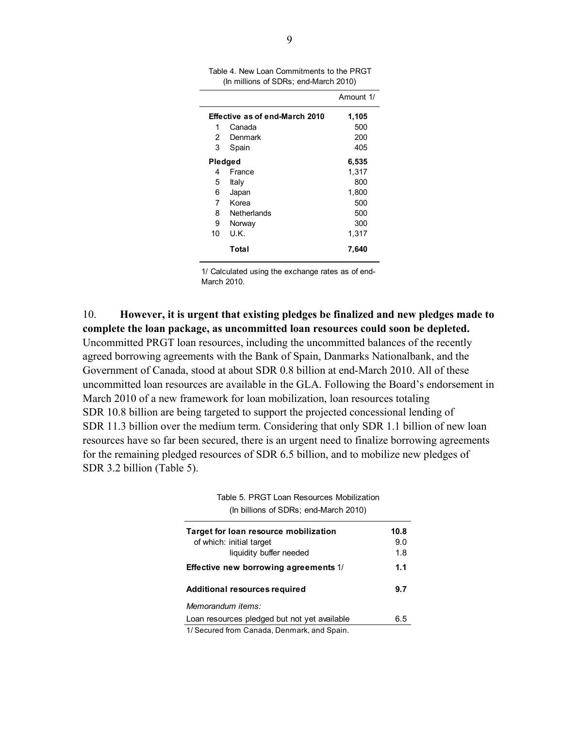Table 4. New Loan Commitments to the PRGT
(In millions of SDRs; end-March 2010)

| | | Amount 1/ |
|---|---|---|
| **Effective as of end-March 2010** | | **1,105** |
| 1 | Canada | 500 |
| 2 | Denmark | 200 |
| 3 | Spain | 405 |
| **Pledged** | | **6,535** |
| 4 | France | 1,317 |
| 5 | Italy | 800 |
| 6 | Japan | 1,800 |
| 7 | Korea | 500 |
| 8 | Netherlands | 500 |
| 9 | Norway | 300 |
| 10 | U.K. | 1,317 |
| | **Total** | **7,640** |

1/ Calculated using the exchange rates as of end-March 2010.

10. **However, it is urgent that existing pledges be finalized and new pledges made to complete the loan package, as uncommitted loan resources could soon be depleted.** Uncommitted PRGT loan resources, including the uncommitted balances of the recently agreed borrowing agreements with the Bank of Spain, Danmarks Nationalbank, and the Government of Canada, stood at about SDR 0.8 billion at end-March 2010. All of these uncommitted loan resources are available in the GLA. Following the Board's endorsement in March 2010 of a new framework for loan mobilization, loan resources totaling SDR 10.8 billion are being targeted to support the projected concessional lending of SDR 11.3 billion over the medium term. Considering that only SDR 1.1 billion of new loan resources have so far been secured, there is an urgent need to finalize borrowing agreements for the remaining pledged resources of SDR 6.5 billion, and to mobilize new pledges of SDR 3.2 billion (Table 5).

Table 5. PRGT Loan Resources Mobilization
(In billions of SDRs; end-March 2010)

| | |
|---|---|
| **Target for loan resource mobilization** | **10.8** |
| of which: initial target | 9.0 |
| liquidity buffer needed | 1.8 |
| **Effective new borrowing agreements** 1/ | **1.1** |
| **Additional resources required** | **9.7** |
| *Memorandum items:* | |
| Loan resources pledged but not yet available | 6.5 |

1/ Secured from Canada, Denmark, and Spain.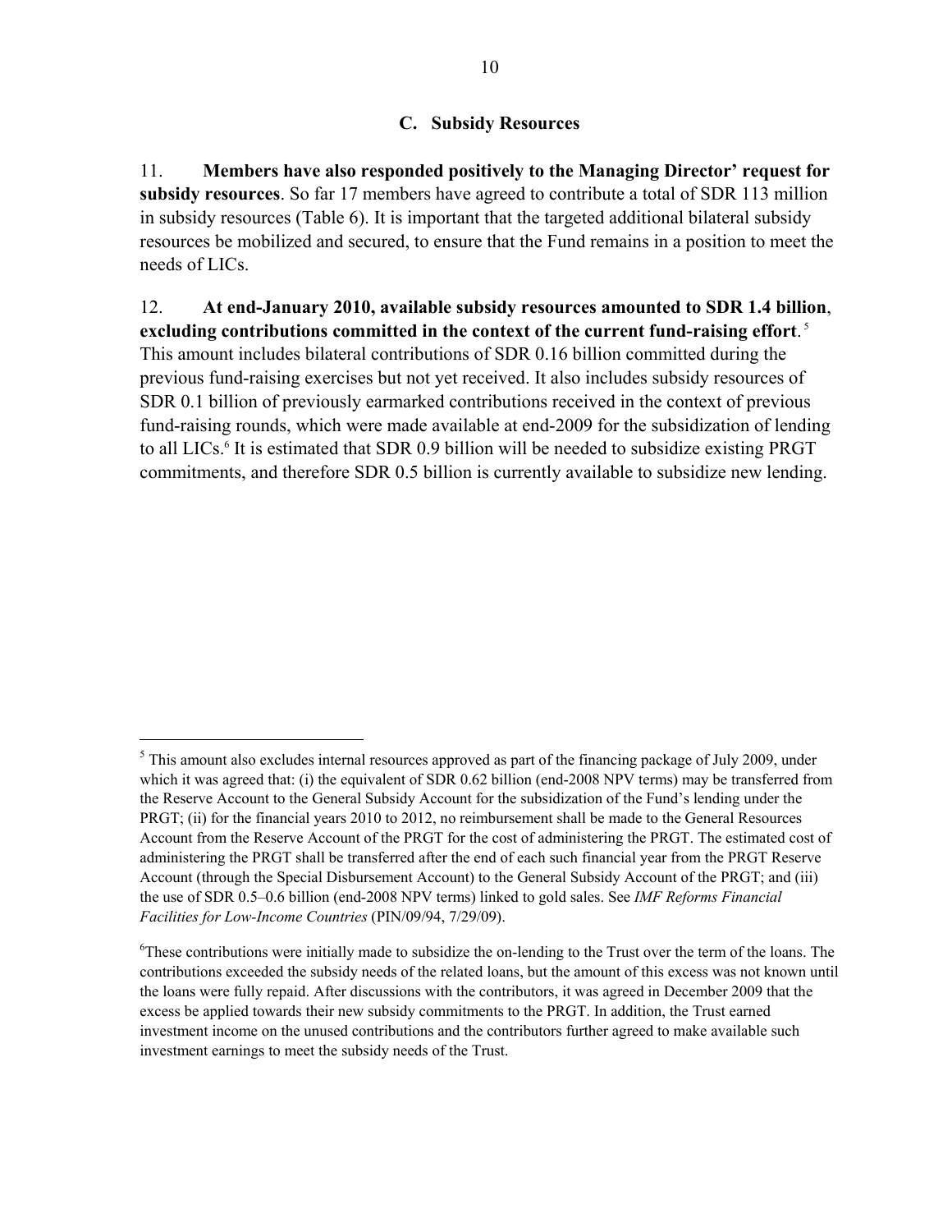### C. Subsidy Resources

11. **Members have also responded positively to the Managing Director' request for subsidy resources**. So far 17 members have agreed to contribute a total of SDR 113 million in subsidy resources (Table 6). It is important that the targeted additional bilateral subsidy resources be mobilized and secured, to ensure that the Fund remains in a position to meet the needs of LICs.

12. **At end-January 2010, available subsidy resources amounted to SDR 1.4 billion, excluding contributions committed in the context of the current fund-raising effort**.[5] This amount includes bilateral contributions of SDR 0.16 billion committed during the previous fund-raising exercises but not yet received. It also includes subsidy resources of SDR 0.1 billion of previously earmarked contributions received in the context of previous fund-raising rounds, which were made available at end-2009 for the subsidization of lending to all LICs.[6] It is estimated that SDR 0.9 billion will be needed to subsidize existing PRGT commitments, and therefore SDR 0.5 billion is currently available to subsidize new lending.

---

[5] This amount also excludes internal resources approved as part of the financing package of July 2009, under which it was agreed that: (i) the equivalent of SDR 0.62 billion (end-2008 NPV terms) may be transferred from the Reserve Account to the General Subsidy Account for the subsidization of the Fund's lending under the PRGT; (ii) for the financial years 2010 to 2012, no reimbursement shall be made to the General Resources Account from the Reserve Account of the PRGT for the cost of administering the PRGT. The estimated cost of administering the PRGT shall be transferred after the end of each such financial year from the PRGT Reserve Account (through the Special Disbursement Account) to the General Subsidy Account of the PRGT; and (iii) the use of SDR 0.5–0.6 billion (end-2008 NPV terms) linked to gold sales. See *IMF Reforms Financial Facilities for Low-Income Countries* (PIN/09/94, 7/29/09).

[6] These contributions were initially made to subsidize the on-lending to the Trust over the term of the loans. The contributions exceeded the subsidy needs of the related loans, but the amount of this excess was not known until the loans were fully repaid. After discussions with the contributors, it was agreed in December 2009 that the excess be applied towards their new subsidy commitments to the PRGT. In addition, the Trust earned investment income on the unused contributions and the contributors further agreed to make available such investment earnings to meet the subsidy needs of the Trust.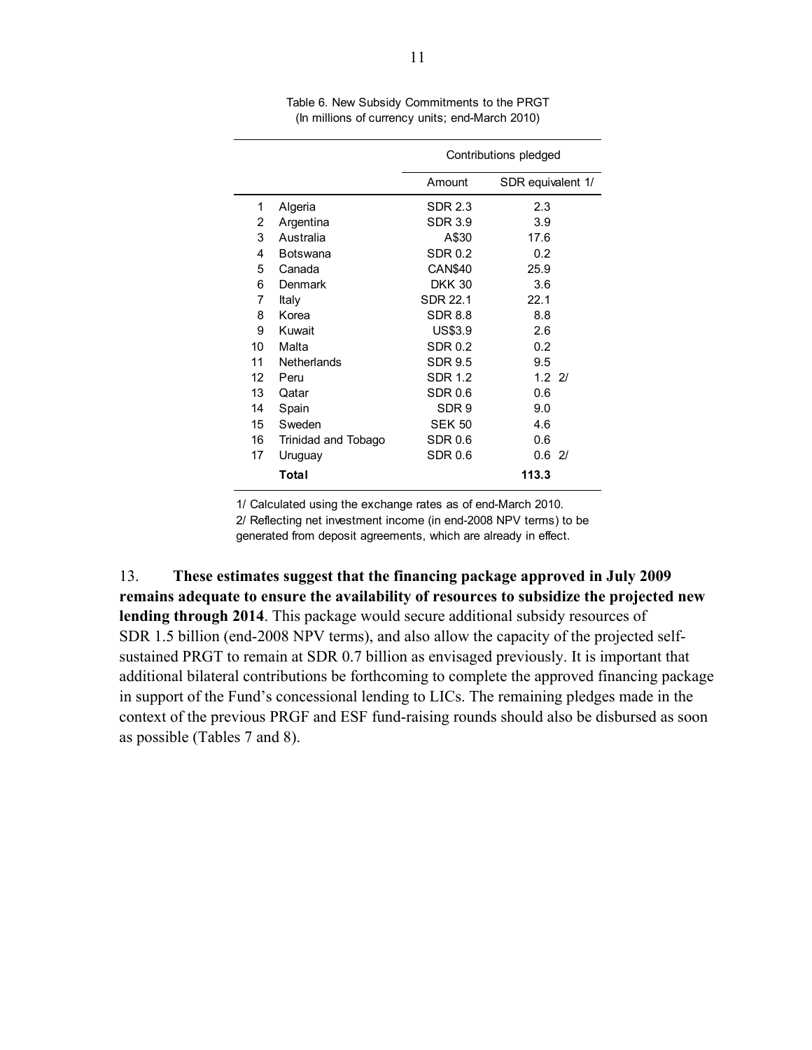Table 6. New Subsidy Commitments to the PRGT
(In millions of currency units; end-March 2010)

| | | Contributions pledged | |
|---|---|---|---|
| | | Amount | SDR equivalent 1/ |
| 1 | Algeria | SDR 2.3 | 2.3 |
| 2 | Argentina | SDR 3.9 | 3.9 |
| 3 | Australia | A$30 | 17.6 |
| 4 | Botswana | SDR 0.2 | 0.2 |
| 5 | Canada | CAN$40 | 25.9 |
| 6 | Denmark | DKK 30 | 3.6 |
| 7 | Italy | SDR 22.1 | 22.1 |
| 8 | Korea | SDR 8.8 | 8.8 |
| 9 | Kuwait | US$3.9 | 2.6 |
| 10 | Malta | SDR 0.2 | 0.2 |
| 11 | Netherlands | SDR 9.5 | 9.5 |
| 12 | Peru | SDR 1.2 | 1.2 2/ |
| 13 | Qatar | SDR 0.6 | 0.6 |
| 14 | Spain | SDR 9 | 9.0 |
| 15 | Sweden | SEK 50 | 4.6 |
| 16 | Trinidad and Tobago | SDR 0.6 | 0.6 |
| 17 | Uruguay | SDR 0.6 | 0.6 2/ |
| | **Total** | | **113.3** |

1/ Calculated using the exchange rates as of end-March 2010.
2/ Reflecting net investment income (in end-2008 NPV terms) to be generated from deposit agreements, which are already in effect.

13. **These estimates suggest that the financing package approved in July 2009 remains adequate to ensure the availability of resources to subsidize the projected new lending through 2014**. This package would secure additional subsidy resources of SDR 1.5 billion (end-2008 NPV terms), and also allow the capacity of the projected self-sustained PRGT to remain at SDR 0.7 billion as envisaged previously. It is important that additional bilateral contributions be forthcoming to complete the approved financing package in support of the Fund's concessional lending to LICs. The remaining pledges made in the context of the previous PRGF and ESF fund-raising rounds should also be disbursed as soon as possible (Tables 7 and 8).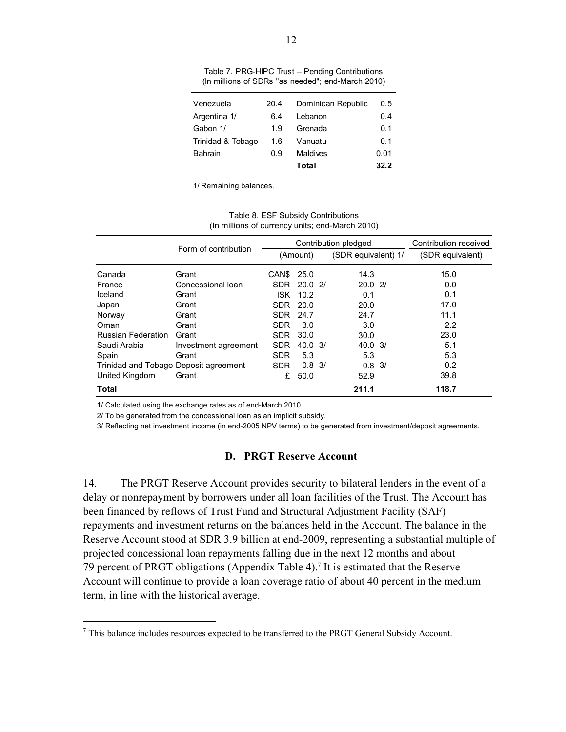Table 7. PRG-HIPC Trust – Pending Contributions
(In millions of SDRs "as needed"; end-March 2010)

| | | | |
|---|---|---|---|
| Venezuela | 20.4 | Dominican Republic | 0.5 |
| Argentina 1/ | 6.4 | Lebanon | 0.4 |
| Gabon 1/ | 1.9 | Grenada | 0.1 |
| Trinidad & Tobago | 1.6 | Vanuatu | 0.1 |
| Bahrain | 0.9 | Maldives | 0.01 |
| | | **Total** | **32.2** |

1/ Remaining balances.

Table 8. ESF Subsidy Contributions
(In millions of currency units; end-March 2010)

| | Form of contribution | Contribution pledged | | | Contribution received |
|---|---|---|---|---|---|
| | | (Amount) | | (SDR equivalent) 1/ | (SDR equivalent) |
| Canada | Grant | CAN$ | 25.0 | 14.3 | 15.0 |
| France | Concessional loan | SDR | 20.0 2/ | 20.0 2/ | 0.0 |
| Iceland | Grant | ISK | 10.2 | 0.1 | 0.1 |
| Japan | Grant | SDR | 20.0 | 20.0 | 17.0 |
| Norway | Grant | SDR | 24.7 | 24.7 | 11.1 |
| Oman | Grant | SDR | 3.0 | 3.0 | 2.2 |
| Russian Federation | Grant | SDR | 30.0 | 30.0 | 23.0 |
| Saudi Arabia | Investment agreement | SDR | 40.0 3/ | 40.0 3/ | 5.1 |
| Spain | Grant | SDR | 5.3 | 5.3 | 5.3 |
| Trinidad and Tobago | Deposit agreement | SDR | 0.8 3/ | 0.8 3/ | 0.2 |
| United Kingdom | Grant | £ | 50.0 | 52.9 | 39.8 |
| **Total** | | | | **211.1** | **118.7** |

1/ Calculated using the exchange rates as of end-March 2010.

2/ To be generated from the concessional loan as an implicit subsidy.

3/ Reflecting net investment income (in end-2005 NPV terms) to be generated from investment/deposit agreements.

### D. PRGT Reserve Account

14. The PRGT Reserve Account provides security to bilateral lenders in the event of a delay or nonrepayment by borrowers under all loan facilities of the Trust. The Account has been financed by reflows of Trust Fund and Structural Adjustment Facility (SAF) repayments and investment returns on the balances held in the Account. The balance in the Reserve Account stood at SDR 3.9 billion at end-2009, representing a substantial multiple of projected concessional loan repayments falling due in the next 12 months and about 79 percent of PRGT obligations (Appendix Table 4).[7] It is estimated that the Reserve Account will continue to provide a loan coverage ratio of about 40 percent in the medium term, in line with the historical average.

[7] This balance includes resources expected to be transferred to the PRGT General Subsidy Account.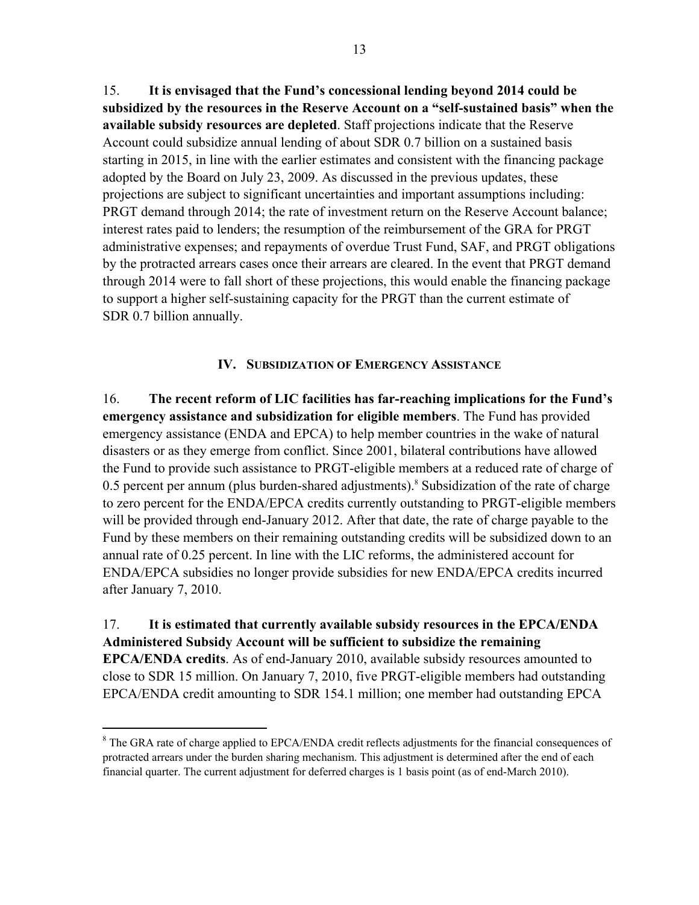15. **It is envisaged that the Fund's concessional lending beyond 2014 could be subsidized by the resources in the Reserve Account on a "self-sustained basis" when the available subsidy resources are depleted**. Staff projections indicate that the Reserve Account could subsidize annual lending of about SDR 0.7 billion on a sustained basis starting in 2015, in line with the earlier estimates and consistent with the financing package adopted by the Board on July 23, 2009. As discussed in the previous updates, these projections are subject to significant uncertainties and important assumptions including: PRGT demand through 2014; the rate of investment return on the Reserve Account balance; interest rates paid to lenders; the resumption of the reimbursement of the GRA for PRGT administrative expenses; and repayments of overdue Trust Fund, SAF, and PRGT obligations by the protracted arrears cases once their arrears are cleared. In the event that PRGT demand through 2014 were to fall short of these projections, this would enable the financing package to support a higher self-sustaining capacity for the PRGT than the current estimate of SDR 0.7 billion annually.

## IV. Subsidization of Emergency Assistance

16. **The recent reform of LIC facilities has far-reaching implications for the Fund's emergency assistance and subsidization for eligible members**. The Fund has provided emergency assistance (ENDA and EPCA) to help member countries in the wake of natural disasters or as they emerge from conflict. Since 2001, bilateral contributions have allowed the Fund to provide such assistance to PRGT-eligible members at a reduced rate of charge of 0.5 percent per annum (plus burden-shared adjustments).[8] Subsidization of the rate of charge to zero percent for the ENDA/EPCA credits currently outstanding to PRGT-eligible members will be provided through end-January 2012. After that date, the rate of charge payable to the Fund by these members on their remaining outstanding credits will be subsidized down to an annual rate of 0.25 percent. In line with the LIC reforms, the administered account for ENDA/EPCA subsidies no longer provide subsidies for new ENDA/EPCA credits incurred after January 7, 2010.

17. **It is estimated that currently available subsidy resources in the EPCA/ENDA Administered Subsidy Account will be sufficient to subsidize the remaining EPCA/ENDA credits**. As of end-January 2010, available subsidy resources amounted to close to SDR 15 million. On January 7, 2010, five PRGT-eligible members had outstanding EPCA/ENDA credit amounting to SDR 154.1 million; one member had outstanding EPCA

---

[8] The GRA rate of charge applied to EPCA/ENDA credit reflects adjustments for the financial consequences of protracted arrears under the burden sharing mechanism. This adjustment is determined after the end of each financial quarter. The current adjustment for deferred charges is 1 basis point (as of end-March 2010).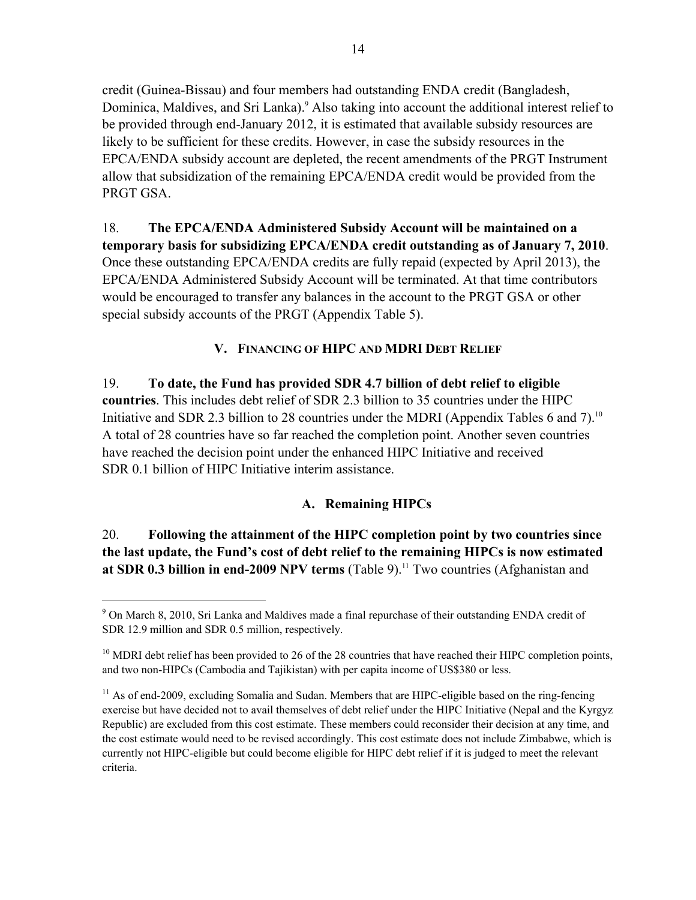credit (Guinea-Bissau) and four members had outstanding ENDA credit (Bangladesh, Dominica, Maldives, and Sri Lanka).[9] Also taking into account the additional interest relief to be provided through end-January 2012, it is estimated that available subsidy resources are likely to be sufficient for these credits. However, in case the subsidy resources in the EPCA/ENDA subsidy account are depleted, the recent amendments of the PRGT Instrument allow that subsidization of the remaining EPCA/ENDA credit would be provided from the PRGT GSA.

18. **The EPCA/ENDA Administered Subsidy Account will be maintained on a temporary basis for subsidizing EPCA/ENDA credit outstanding as of January 7, 2010**. Once these outstanding EPCA/ENDA credits are fully repaid (expected by April 2013), the EPCA/ENDA Administered Subsidy Account will be terminated. At that time contributors would be encouraged to transfer any balances in the account to the PRGT GSA or other special subsidy accounts of the PRGT (Appendix Table 5).

## V. Financing of HIPC and MDRI Debt Relief

19. **To date, the Fund has provided SDR 4.7 billion of debt relief to eligible countries**. This includes debt relief of SDR 2.3 billion to 35 countries under the HIPC Initiative and SDR 2.3 billion to 28 countries under the MDRI (Appendix Tables 6 and 7).[10] A total of 28 countries have so far reached the completion point. Another seven countries have reached the decision point under the enhanced HIPC Initiative and received SDR 0.1 billion of HIPC Initiative interim assistance.

### A. Remaining HIPCs

20. **Following the attainment of the HIPC completion point by two countries since the last update, the Fund's cost of debt relief to the remaining HIPCs is now estimated at SDR 0.3 billion in end-2009 NPV terms** (Table 9).[11] Two countries (Afghanistan and

---

[9] On March 8, 2010, Sri Lanka and Maldives made a final repurchase of their outstanding ENDA credit of SDR 12.9 million and SDR 0.5 million, respectively.

[10] MDRI debt relief has been provided to 26 of the 28 countries that have reached their HIPC completion points, and two non-HIPCs (Cambodia and Tajikistan) with per capita income of US$380 or less.

[11] As of end-2009, excluding Somalia and Sudan. Members that are HIPC-eligible based on the ring-fencing exercise but have decided not to avail themselves of debt relief under the HIPC Initiative (Nepal and the Kyrgyz Republic) are excluded from this cost estimate. These members could reconsider their decision at any time, and the cost estimate would need to be revised accordingly. This cost estimate does not include Zimbabwe, which is currently not HIPC-eligible but could become eligible for HIPC debt relief if it is judged to meet the relevant criteria.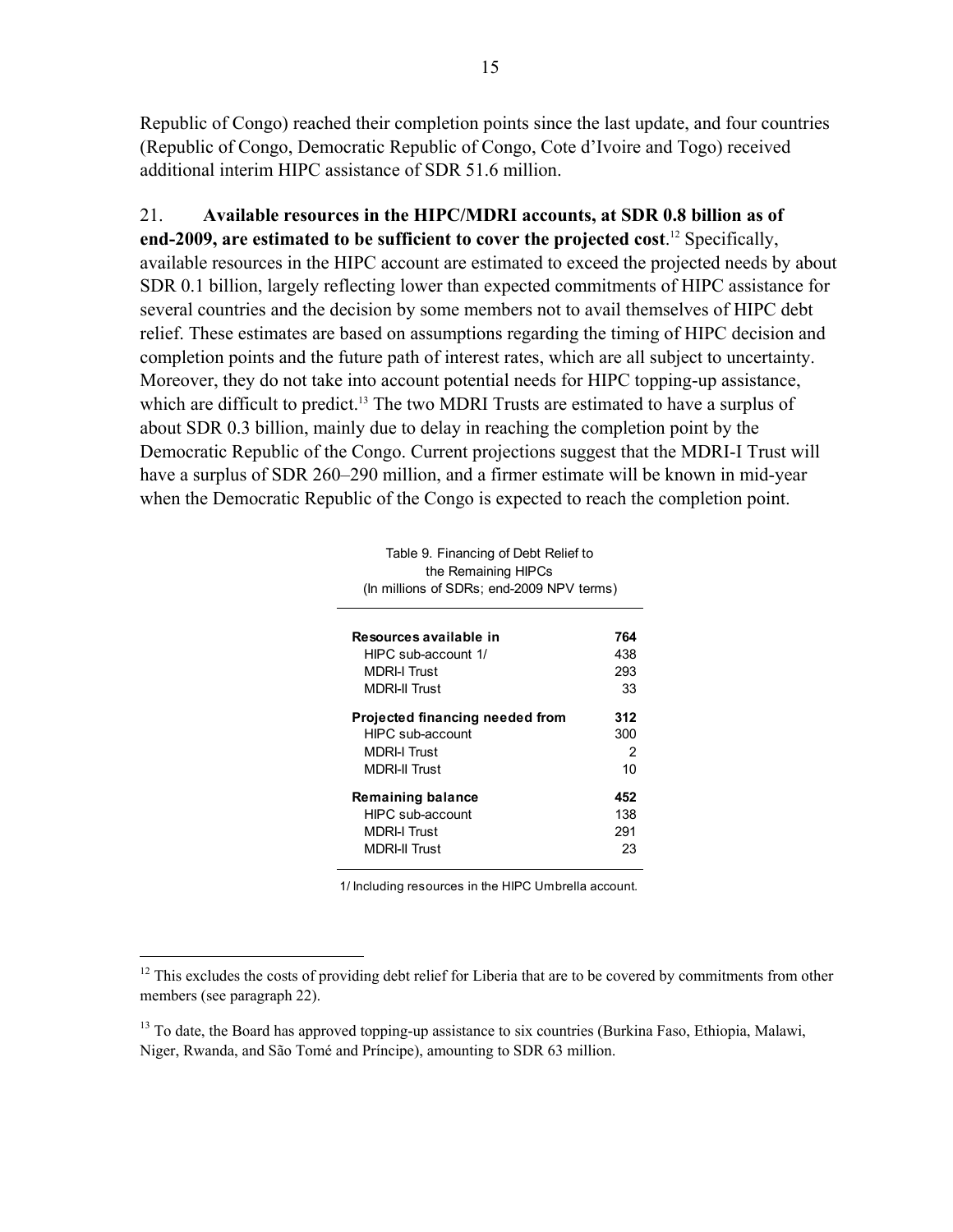Republic of Congo) reached their completion points since the last update, and four countries (Republic of Congo, Democratic Republic of Congo, Cote d'Ivoire and Togo) received additional interim HIPC assistance of SDR 51.6 million.

21. **Available resources in the HIPC/MDRI accounts, at SDR 0.8 billion as of end-2009, are estimated to be sufficient to cover the projected cost**.[12] Specifically, available resources in the HIPC account are estimated to exceed the projected needs by about SDR 0.1 billion, largely reflecting lower than expected commitments of HIPC assistance for several countries and the decision by some members not to avail themselves of HIPC debt relief. These estimates are based on assumptions regarding the timing of HIPC decision and completion points and the future path of interest rates, which are all subject to uncertainty. Moreover, they do not take into account potential needs for HIPC topping-up assistance, which are difficult to predict.[13] The two MDRI Trusts are estimated to have a surplus of about SDR 0.3 billion, mainly due to delay in reaching the completion point by the Democratic Republic of the Congo. Current projections suggest that the MDRI-I Trust will have a surplus of SDR 260–290 million, and a firmer estimate will be known in mid-year when the Democratic Republic of the Congo is expected to reach the completion point.

Table 9. Financing of Debt Relief to the Remaining HIPCs
(In millions of SDRs; end-2009 NPV terms)

| | |
|---|---|
| **Resources available in** | **764** |
| HIPC sub-account 1/ | 438 |
| MDRI-I Trust | 293 |
| MDRI-II Trust | 33 |
| **Projected financing needed from** | **312** |
| HIPC sub-account | 300 |
| MDRI-I Trust | 2 |
| MDRI-II Trust | 10 |
| **Remaining balance** | **452** |
| HIPC sub-account | 138 |
| MDRI-I Trust | 291 |
| MDRI-II Trust | 23 |

1/ Including resources in the HIPC Umbrella account.

[12] This excludes the costs of providing debt relief for Liberia that are to be covered by commitments from other members (see paragraph 22).

[13] To date, the Board has approved topping-up assistance to six countries (Burkina Faso, Ethiopia, Malawi, Niger, Rwanda, and São Tomé and Príncipe), amounting to SDR 63 million.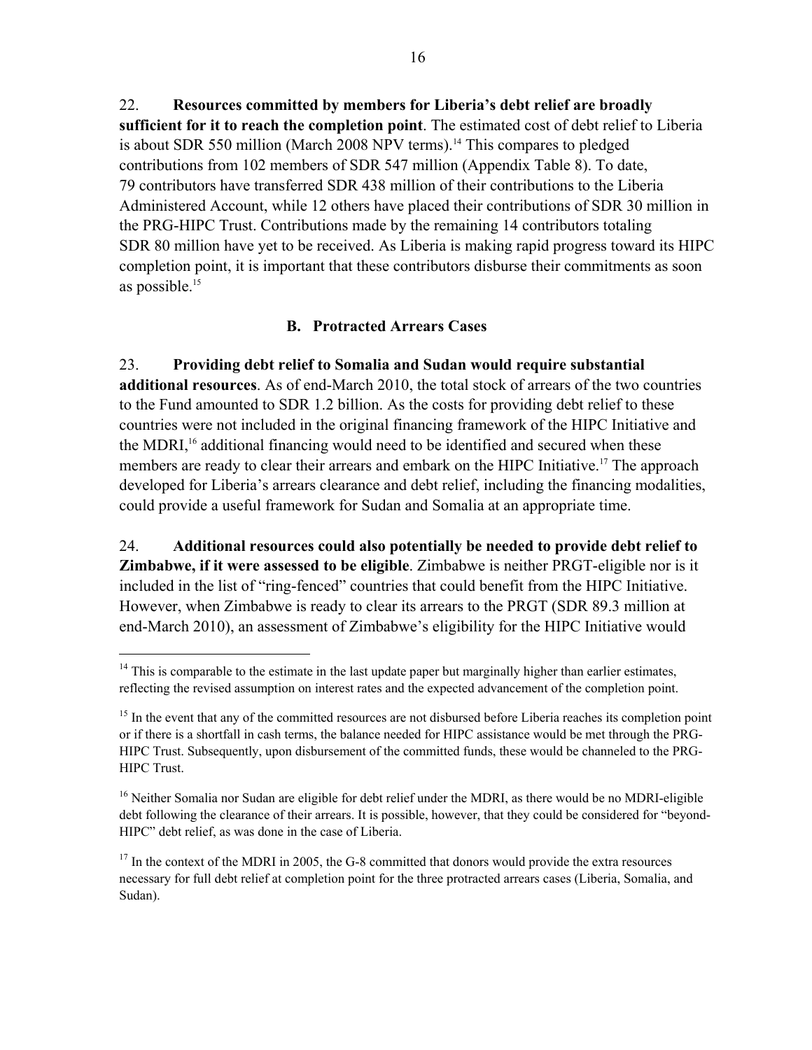22. **Resources committed by members for Liberia's debt relief are broadly sufficient for it to reach the completion point**. The estimated cost of debt relief to Liberia is about SDR 550 million (March 2008 NPV terms).[14] This compares to pledged contributions from 102 members of SDR 547 million (Appendix Table 8). To date, 79 contributors have transferred SDR 438 million of their contributions to the Liberia Administered Account, while 12 others have placed their contributions of SDR 30 million in the PRG-HIPC Trust. Contributions made by the remaining 14 contributors totaling SDR 80 million have yet to be received. As Liberia is making rapid progress toward its HIPC completion point, it is important that these contributors disburse their commitments as soon as possible.[15]

### B. Protracted Arrears Cases

23. **Providing debt relief to Somalia and Sudan would require substantial additional resources**. As of end-March 2010, the total stock of arrears of the two countries to the Fund amounted to SDR 1.2 billion. As the costs for providing debt relief to these countries were not included in the original financing framework of the HIPC Initiative and the MDRI,[16] additional financing would need to be identified and secured when these members are ready to clear their arrears and embark on the HIPC Initiative.[17] The approach developed for Liberia's arrears clearance and debt relief, including the financing modalities, could provide a useful framework for Sudan and Somalia at an appropriate time.

24. **Additional resources could also potentially be needed to provide debt relief to Zimbabwe, if it were assessed to be eligible**. Zimbabwe is neither PRGT-eligible nor is it included in the list of "ring-fenced" countries that could benefit from the HIPC Initiative. However, when Zimbabwe is ready to clear its arrears to the PRGT (SDR 89.3 million at end-March 2010), an assessment of Zimbabwe's eligibility for the HIPC Initiative would

---

[14] This is comparable to the estimate in the last update paper but marginally higher than earlier estimates, reflecting the revised assumption on interest rates and the expected advancement of the completion point.

[15] In the event that any of the committed resources are not disbursed before Liberia reaches its completion point or if there is a shortfall in cash terms, the balance needed for HIPC assistance would be met through the PRG-HIPC Trust. Subsequently, upon disbursement of the committed funds, these would be channeled to the PRG-HIPC Trust.

[16] Neither Somalia nor Sudan are eligible for debt relief under the MDRI, as there would be no MDRI-eligible debt following the clearance of their arrears. It is possible, however, that they could be considered for "beyond-HIPC" debt relief, as was done in the case of Liberia.

[17] In the context of the MDRI in 2005, the G-8 committed that donors would provide the extra resources necessary for full debt relief at completion point for the three protracted arrears cases (Liberia, Somalia, and Sudan).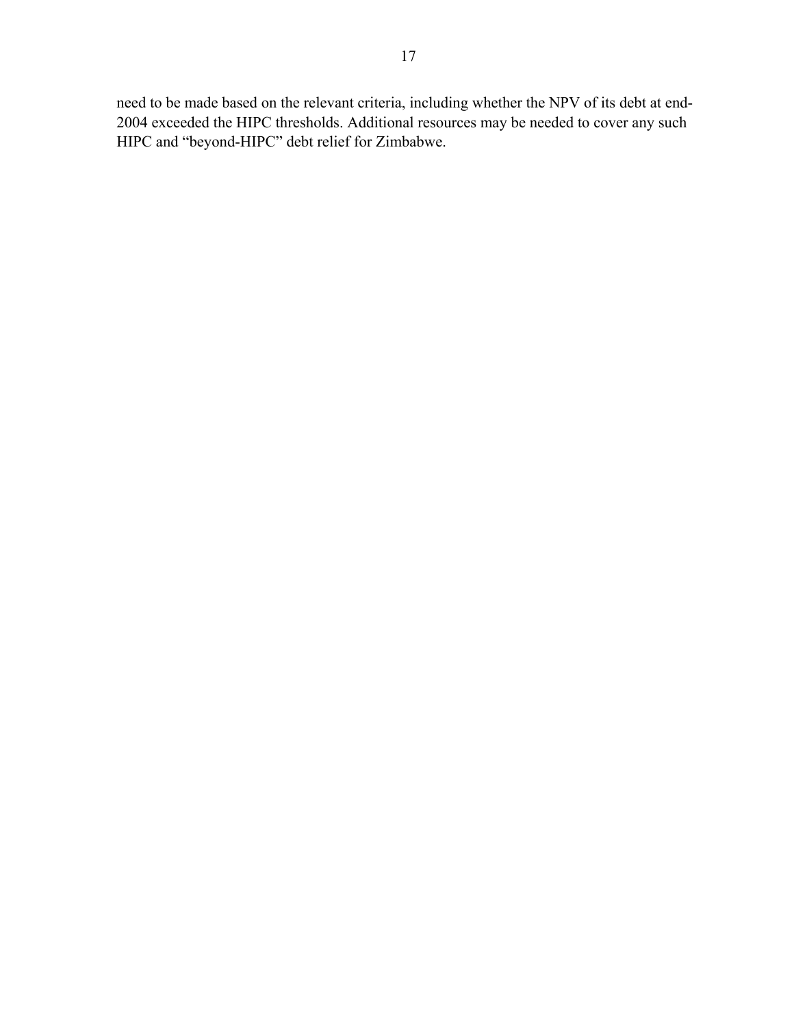need to be made based on the relevant criteria, including whether the NPV of its debt at end-2004 exceeded the HIPC thresholds. Additional resources may be needed to cover any such HIPC and "beyond-HIPC" debt relief for Zimbabwe.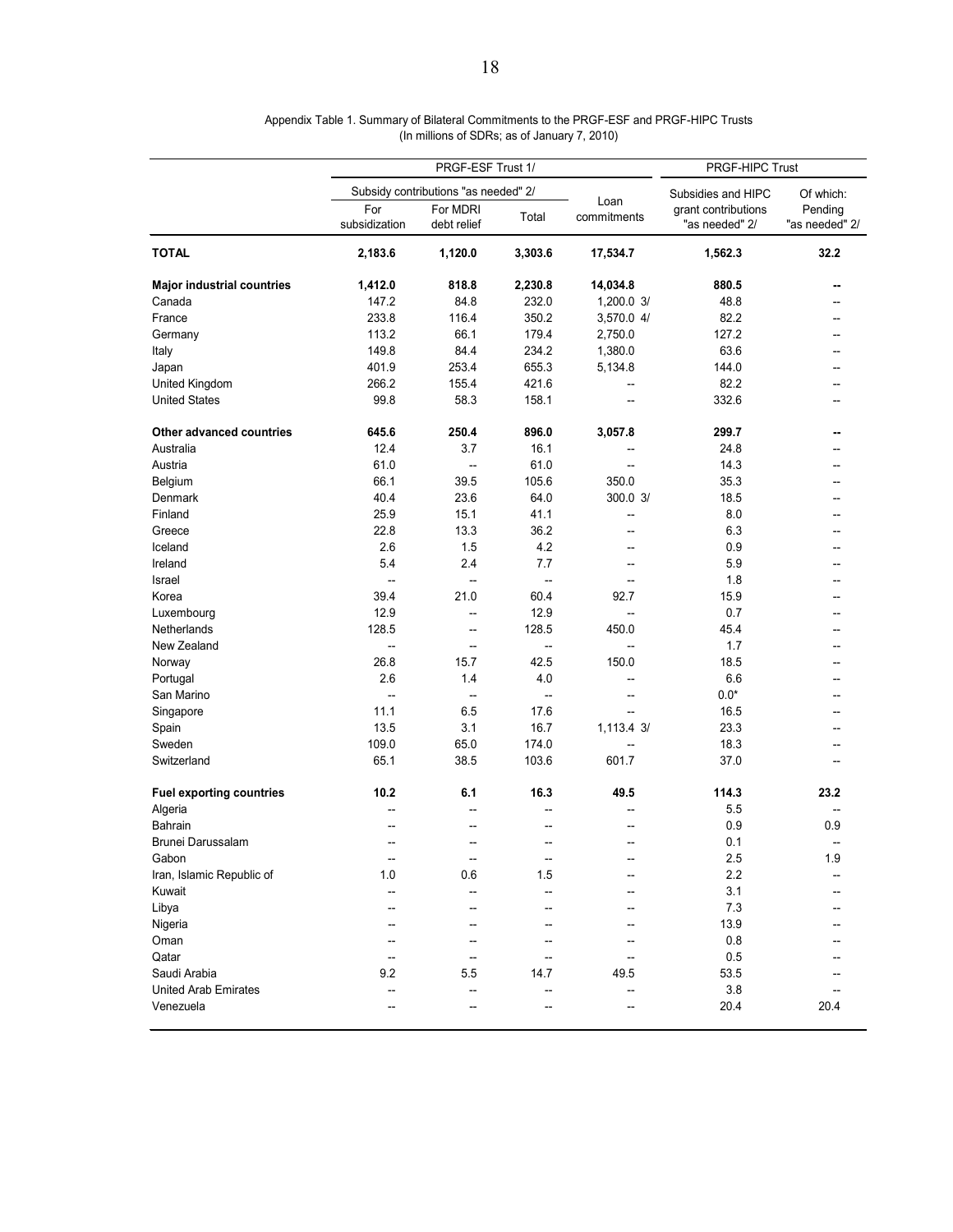Appendix Table 1. Summary of Bilateral Commitments to the PRGF-ESF and PRGF-HIPC Trusts
(In millions of SDRs; as of January 7, 2010)

| | PRGF-ESF Trust 1/ | | | | PRGF-HIPC Trust | |
|---|---|---|---|---|---|---|
| | Subsidy contributions "as needed" 2/ | | | Loan commitments | Subsidies and HIPC grant contributions "as needed" 2/ | Of which: Pending "as needed" 2/ |
| | For subsidization | For MDRI debt relief | Total | | | |
| **TOTAL** | **2,183.6** | **1,120.0** | **3,303.6** | **17,534.7** | **1,562.3** | **32.2** |
| **Major industrial countries** | **1,412.0** | **818.8** | **2,230.8** | **14,034.8** | **880.5** | **--** |
| Canada | 147.2 | 84.8 | 232.0 | 1,200.0 3/ | 48.8 | -- |
| France | 233.8 | 116.4 | 350.2 | 3,570.0 4/ | 82.2 | -- |
| Germany | 113.2 | 66.1 | 179.4 | 2,750.0 | 127.2 | -- |
| Italy | 149.8 | 84.4 | 234.2 | 1,380.0 | 63.6 | -- |
| Japan | 401.9 | 253.4 | 655.3 | 5,134.8 | 144.0 | -- |
| United Kingdom | 266.2 | 155.4 | 421.6 | -- | 82.2 | -- |
| United States | 99.8 | 58.3 | 158.1 | -- | 332.6 | -- |
| **Other advanced countries** | **645.6** | **250.4** | **896.0** | **3,057.8** | **299.7** | **--** |
| Australia | 12.4 | 3.7 | 16.1 | -- | 24.8 | -- |
| Austria | 61.0 | -- | 61.0 | -- | 14.3 | -- |
| Belgium | 66.1 | 39.5 | 105.6 | 350.0 | 35.3 | -- |
| Denmark | 40.4 | 23.6 | 64.0 | 300.0 3/ | 18.5 | -- |
| Finland | 25.9 | 15.1 | 41.1 | -- | 8.0 | -- |
| Greece | 22.8 | 13.3 | 36.2 | -- | 6.3 | -- |
| Iceland | 2.6 | 1.5 | 4.2 | -- | 0.9 | -- |
| Ireland | 5.4 | 2.4 | 7.7 | -- | 5.9 | -- |
| Israel | -- | -- | -- | -- | 1.8 | -- |
| Korea | 39.4 | 21.0 | 60.4 | 92.7 | 15.9 | -- |
| Luxembourg | 12.9 | -- | 12.9 | -- | 0.7 | -- |
| Netherlands | 128.5 | -- | 128.5 | 450.0 | 45.4 | -- |
| New Zealand | -- | -- | -- | -- | 1.7 | -- |
| Norway | 26.8 | 15.7 | 42.5 | 150.0 | 18.5 | -- |
| Portugal | 2.6 | 1.4 | 4.0 | -- | 6.6 | -- |
| San Marino | -- | -- | -- | -- | 0.0* | -- |
| Singapore | 11.1 | 6.5 | 17.6 | -- | 16.5 | -- |
| Spain | 13.5 | 3.1 | 16.7 | 1,113.4 3/ | 23.3 | -- |
| Sweden | 109.0 | 65.0 | 174.0 | -- | 18.3 | -- |
| Switzerland | 65.1 | 38.5 | 103.6 | 601.7 | 37.0 | -- |
| **Fuel exporting countries** | **10.2** | **6.1** | **16.3** | **49.5** | **114.3** | **23.2** |
| Algeria | -- | -- | -- | -- | 5.5 | -- |
| Bahrain | -- | -- | -- | -- | 0.9 | 0.9 |
| Brunei Darussalam | -- | -- | -- | -- | 0.1 | -- |
| Gabon | -- | -- | -- | -- | 2.5 | 1.9 |
| Iran, Islamic Republic of | 1.0 | 0.6 | 1.5 | -- | 2.2 | -- |
| Kuwait | -- | -- | -- | -- | 3.1 | -- |
| Libya | -- | -- | -- | -- | 7.3 | -- |
| Nigeria | -- | -- | -- | -- | 13.9 | -- |
| Oman | -- | -- | -- | -- | 0.8 | -- |
| Qatar | -- | -- | -- | -- | 0.5 | -- |
| Saudi Arabia | 9.2 | 5.5 | 14.7 | 49.5 | 53.5 | -- |
| United Arab Emirates | -- | -- | -- | -- | 3.8 | -- |
| Venezuela | -- | -- | -- | -- | 20.4 | 20.4 |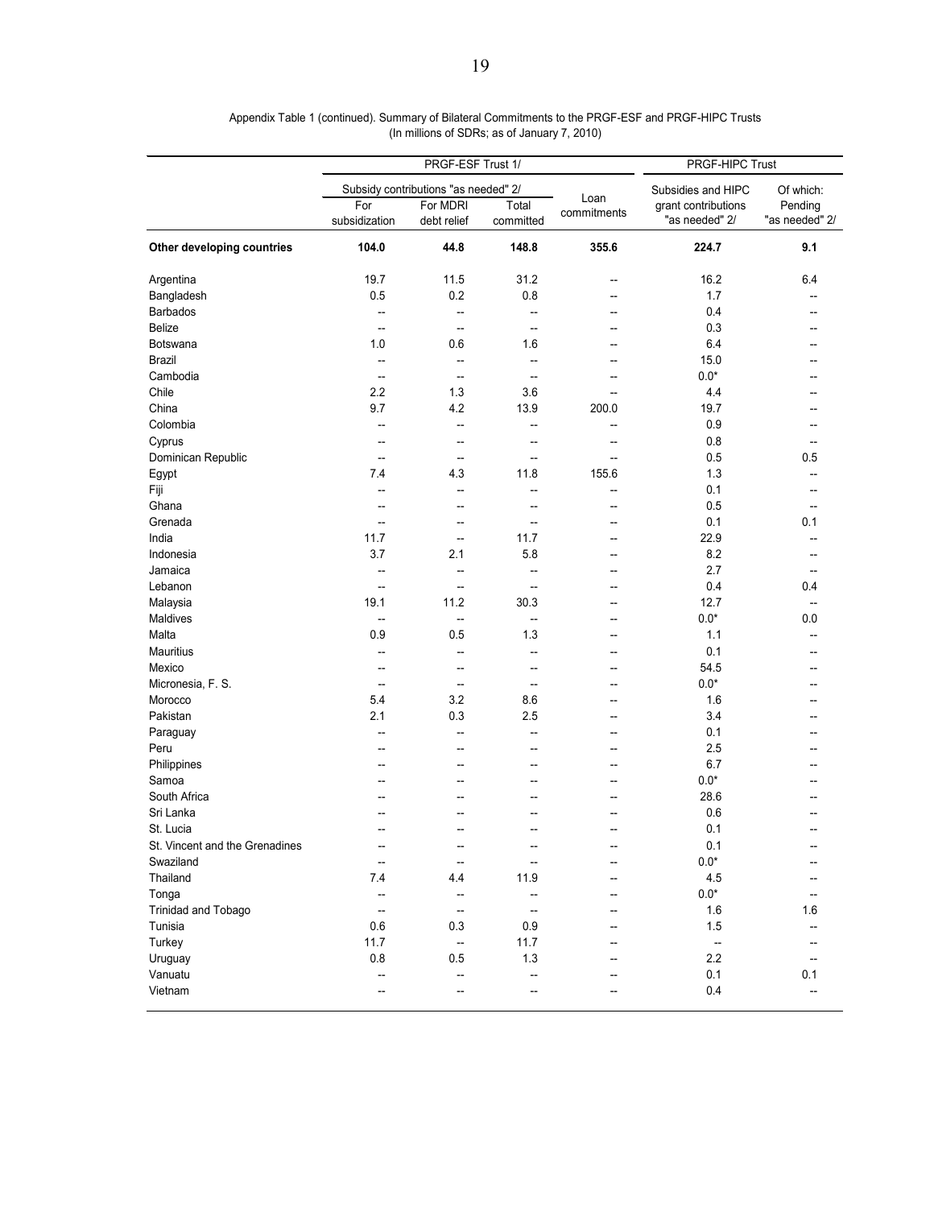Appendix Table 1 (continued). Summary of Bilateral Commitments to the PRGF-ESF and PRGF-HIPC Trusts
(In millions of SDRs; as of January 7, 2010)

| | PRGF-ESF Trust 1/ | | | | PRGF-HIPC Trust | |
|---|---|---|---|---|---|---|
| | Subsidy contributions "as needed" 2/ | | | Loan commitments | Subsidies and HIPC grant contributions "as needed" 2/ | Of which: Pending "as needed" 2/ |
| | For subsidization | For MDRI debt relief | Total committed | | | |
| **Other developing countries** | **104.0** | **44.8** | **148.8** | **355.6** | **224.7** | **9.1** |
| Argentina | 19.7 | 11.5 | 31.2 | -- | 16.2 | 6.4 |
| Bangladesh | 0.5 | 0.2 | 0.8 | -- | 1.7 | -- |
| Barbados | -- | -- | -- | -- | 0.4 | -- |
| Belize | -- | -- | -- | -- | 0.3 | -- |
| Botswana | 1.0 | 0.6 | 1.6 | -- | 6.4 | -- |
| Brazil | -- | -- | -- | -- | 15.0 | -- |
| Cambodia | -- | -- | -- | -- | 0.0* | -- |
| Chile | 2.2 | 1.3 | 3.6 | -- | 4.4 | -- |
| China | 9.7 | 4.2 | 13.9 | 200.0 | 19.7 | -- |
| Colombia | -- | -- | -- | -- | 0.9 | -- |
| Cyprus | -- | -- | -- | -- | 0.8 | -- |
| Dominican Republic | -- | -- | -- | -- | 0.5 | 0.5 |
| Egypt | 7.4 | 4.3 | 11.8 | 155.6 | 1.3 | -- |
| Fiji | -- | -- | -- | -- | 0.1 | -- |
| Ghana | -- | -- | -- | -- | 0.5 | -- |
| Grenada | -- | -- | -- | -- | 0.1 | 0.1 |
| India | 11.7 | -- | 11.7 | -- | 22.9 | -- |
| Indonesia | 3.7 | 2.1 | 5.8 | -- | 8.2 | -- |
| Jamaica | -- | -- | -- | -- | 2.7 | -- |
| Lebanon | -- | -- | -- | -- | 0.4 | 0.4 |
| Malaysia | 19.1 | 11.2 | 30.3 | -- | 12.7 | -- |
| Maldives | -- | -- | -- | -- | 0.0* | 0.0 |
| Malta | 0.9 | 0.5 | 1.3 | -- | 1.1 | -- |
| Mauritius | -- | -- | -- | -- | 0.1 | -- |
| Mexico | -- | -- | -- | -- | 54.5 | -- |
| Micronesia, F. S. | -- | -- | -- | -- | 0.0* | -- |
| Morocco | 5.4 | 3.2 | 8.6 | -- | 1.6 | -- |
| Pakistan | 2.1 | 0.3 | 2.5 | -- | 3.4 | -- |
| Paraguay | -- | -- | -- | -- | 0.1 | -- |
| Peru | -- | -- | -- | -- | 2.5 | -- |
| Philippines | -- | -- | -- | -- | 6.7 | -- |
| Samoa | -- | -- | -- | -- | 0.0* | -- |
| South Africa | -- | -- | -- | -- | 28.6 | -- |
| Sri Lanka | -- | -- | -- | -- | 0.6 | -- |
| St. Lucia | -- | -- | -- | -- | 0.1 | -- |
| St. Vincent and the Grenadines | -- | -- | -- | -- | 0.1 | -- |
| Swaziland | -- | -- | -- | -- | 0.0* | -- |
| Thailand | 7.4 | 4.4 | 11.9 | -- | 4.5 | -- |
| Tonga | -- | -- | -- | -- | 0.0* | -- |
| Trinidad and Tobago | -- | -- | -- | -- | 1.6 | 1.6 |
| Tunisia | 0.6 | 0.3 | 0.9 | -- | 1.5 | -- |
| Turkey | 11.7 | -- | 11.7 | -- | -- | -- |
| Uruguay | 0.8 | 0.5 | 1.3 | -- | 2.2 | -- |
| Vanuatu | -- | -- | -- | -- | 0.1 | 0.1 |
| Vietnam | -- | -- | -- | -- | 0.4 | -- |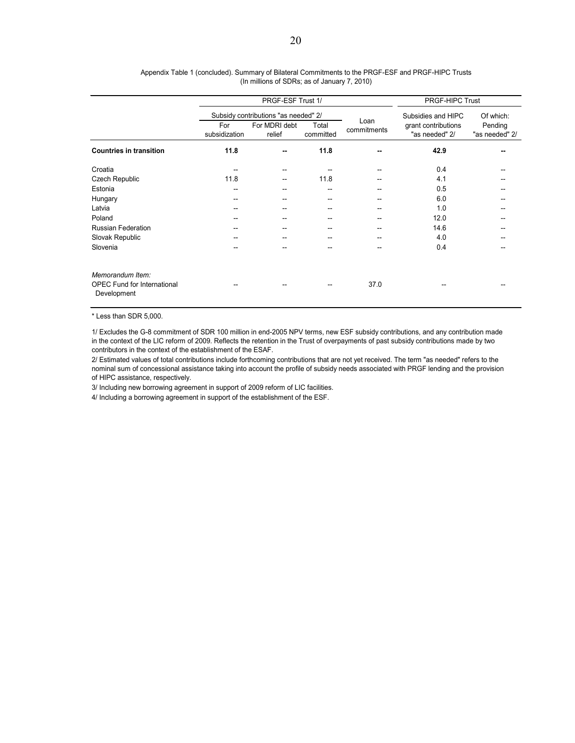Appendix Table 1 (concluded). Summary of Bilateral Commitments to the PRGF-ESF and PRGF-HIPC Trusts
(In millions of SDRs; as of January 7, 2010)

| | PRGF-ESF Trust 1/ | | | | PRGF-HIPC Trust | |
|---|---|---|---|---|---|---|
| | Subsidy contributions "as needed" 2/ | | | Loan commitments | Subsidies and HIPC grant contributions "as needed" 2/ | Of which: Pending "as needed" 2/ |
| | For subsidization | For MDRI debt relief | Total committed | | | |
| **Countries in transition** | **11.8** | **--** | **11.8** | **--** | **42.9** | **--** |
| Croatia | -- | -- | -- | -- | 0.4 | -- |
| Czech Republic | 11.8 | -- | 11.8 | -- | 4.1 | -- |
| Estonia | -- | -- | -- | -- | 0.5 | -- |
| Hungary | -- | -- | -- | -- | 6.0 | -- |
| Latvia | -- | -- | -- | -- | 1.0 | -- |
| Poland | -- | -- | -- | -- | 12.0 | -- |
| Russian Federation | -- | -- | -- | -- | 14.6 | -- |
| Slovak Republic | -- | -- | -- | -- | 4.0 | -- |
| Slovenia | -- | -- | -- | -- | 0.4 | -- |
| *Memorandum Item:* | | | | | | |
| OPEC Fund for International Development | -- | -- | -- | 37.0 | -- | -- |

\* Less than SDR 5,000.

1/ Excludes the G-8 commitment of SDR 100 million in end-2005 NPV terms, new ESF subsidy contributions, and any contribution made in the context of the LIC reform of 2009. Reflects the retention in the Trust of overpayments of past subsidy contributions made by two contributors in the context of the establishment of the ESAF.

2/ Estimated values of total contributions include forthcoming contributions that are not yet received. The term "as needed" refers to the nominal sum of concessional assistance taking into account the profile of subsidy needs associated with PRGF lending and the provision of HIPC assistance, respectively.

3/ Including new borrowing agreement in support of 2009 reform of LIC facilities.

4/ Including a borrowing agreement in support of the establishment of the ESF.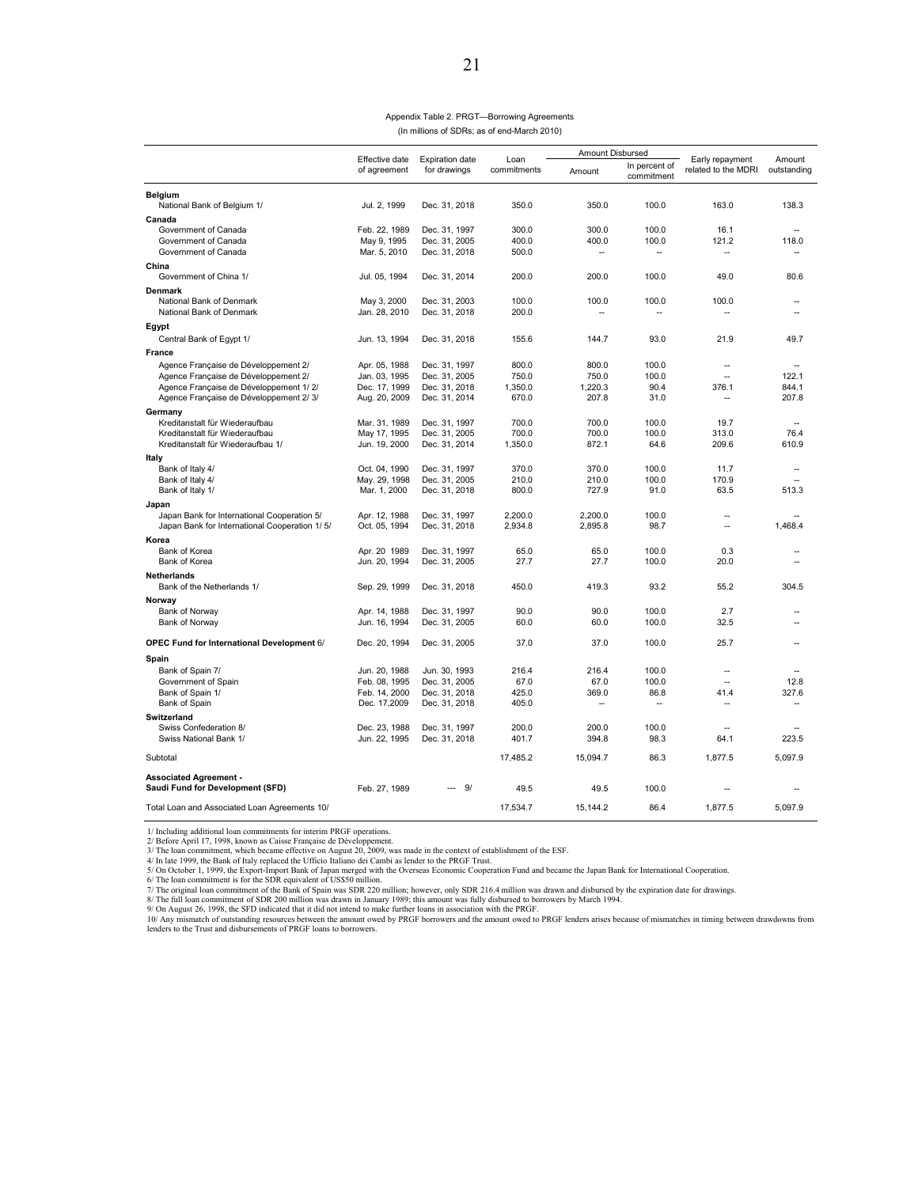Appendix Table 2. PRGT—Borrowing Agreements

(In millions of SDRs; as of end-March 2010)

| | Effective date of agreement | Expiration date for drawings | Loan commitments | Amount Disbursed | | Early repayment related to the MDRI | Amount outstanding |
|---|---|---|---|---|---|---|---|
| | | | | Amount | In percent of commitment | | |
| **Belgium** | | | | | | | |
| National Bank of Belgium 1/ | Jul. 2, 1999 | Dec. 31, 2018 | 350.0 | 350.0 | 100.0 | 163.0 | 138.3 |
| **Canada** | | | | | | | |
| Government of Canada | Feb. 22, 1989 | Dec. 31, 1997 | 300.0 | 300.0 | 100.0 | 16.1 | -- |
| Government of Canada | May 9, 1995 | Dec. 31, 2005 | 400.0 | 400.0 | 100.0 | 121.2 | 118.0 |
| Government of Canada | Mar. 5, 2010 | Dec. 31, 2018 | 500.0 | -- | -- | -- | -- |
| **China** | | | | | | | |
| Government of China 1/ | Jul. 05, 1994 | Dec. 31, 2014 | 200.0 | 200.0 | 100.0 | 49.0 | 80.6 |
| **Denmark** | | | | | | | |
| National Bank of Denmark | May 3, 2000 | Dec. 31, 2003 | 100.0 | 100.0 | 100.0 | 100.0 | -- |
| National Bank of Denmark | Jan. 28, 2010 | Dec. 31, 2018 | 200.0 | -- | -- | -- | -- |
| **Egypt** | | | | | | | |
| Central Bank of Egypt 1/ | Jun. 13, 1994 | Dec. 31, 2018 | 155.6 | 144.7 | 93.0 | 21.9 | 49.7 |
| **France** | | | | | | | |
| Agence Française de Développement 2/ | Apr. 05, 1988 | Dec. 31, 1997 | 800.0 | 800.0 | 100.0 | -- | -- |
| Agence Française de Développement 2/ | Jan. 03, 1995 | Dec. 31, 2005 | 750.0 | 750.0 | 100.0 | -- | 122.1 |
| Agence Française de Développement 1/ 2/ | Dec. 17, 1999 | Dec. 31, 2018 | 1,350.0 | 1,220.3 | 90.4 | 376.1 | 844.1 |
| Agence Française de Développement 2/ 3/ | Aug. 20, 2009 | Dec. 31, 2014 | 670.0 | 207.8 | 31.0 | -- | 207.8 |
| **Germany** | | | | | | | |
| Kreditanstalt für Wiederaufbau | Mar. 31, 1989 | Dec. 31, 1997 | 700.0 | 700.0 | 100.0 | 19.7 | -- |
| Kreditanstalt für Wiederaufbau | May 17, 1995 | Dec. 31, 2005 | 700.0 | 700.0 | 100.0 | 313.0 | 76.4 |
| Kreditanstalt für Wiederaufbau 1/ | Jun. 19, 2000 | Dec. 31, 2014 | 1,350.0 | 872.1 | 64.6 | 209.6 | 610.9 |
| **Italy** | | | | | | | |
| Bank of Italy 4/ | Oct. 04, 1990 | Dec. 31, 1997 | 370.0 | 370.0 | 100.0 | 11.7 | -- |
| Bank of Italy 4/ | May. 29, 1998 | Dec. 31, 2005 | 210.0 | 210.0 | 100.0 | 170.9 | -- |
| Bank of Italy 1/ | Mar. 1, 2000 | Dec. 31, 2018 | 800.0 | 727.9 | 91.0 | 63.5 | 513.3 |
| **Japan** | | | | | | | |
| Japan Bank for International Cooperation 5/ | Apr. 12, 1988 | Dec. 31, 1997 | 2,200.0 | 2,200.0 | 100.0 | -- | -- |
| Japan Bank for International Cooperation 1/ 5/ | Oct. 05, 1994 | Dec. 31, 2018 | 2,934.8 | 2,895.8 | 98.7 | -- | 1,468.4 |
| **Korea** | | | | | | | |
| Bank of Korea | Apr. 20 1989 | Dec. 31, 1997 | 65.0 | 65.0 | 100.0 | 0.3 | -- |
| Bank of Korea | Jun. 20, 1994 | Dec. 31, 2005 | 27.7 | 27.7 | 100.0 | 20.0 | -- |
| **Netherlands** | | | | | | | |
| Bank of the Netherlands 1/ | Sep. 29, 1999 | Dec. 31, 2018 | 450.0 | 419.3 | 93.2 | 55.2 | 304.5 |
| **Norway** | | | | | | | |
| Bank of Norway | Apr. 14, 1988 | Dec. 31, 1997 | 90.0 | 90.0 | 100.0 | 2.7 | -- |
| Bank of Norway | Jun. 16, 1994 | Dec. 31, 2005 | 60.0 | 60.0 | 100.0 | 32.5 | -- |
| **OPEC Fund for International Development** 6/ | Dec. 20, 1994 | Dec. 31, 2005 | 37.0 | 37.0 | 100.0 | 25.7 | -- |
| **Spain** | | | | | | | |
| Bank of Spain 7/ | Jun. 20, 1988 | Jun. 30, 1993 | 216.4 | 216.4 | 100.0 | -- | -- |
| Government of Spain | Feb. 08, 1995 | Dec. 31, 2005 | 67.0 | 67.0 | 100.0 | -- | 12.8 |
| Bank of Spain 1/ | Feb. 14, 2000 | Dec. 31, 2018 | 425.0 | 369.0 | 86.8 | 41.4 | 327.6 |
| Bank of Spain | Dec. 17,2009 | Dec. 31, 2018 | 405.0 | -- | -- | -- | -- |
| **Switzerland** | | | | | | | |
| Swiss Confederation 8/ | Dec. 23, 1988 | Dec. 31, 1997 | 200.0 | 200.0 | 100.0 | -- | -- |
| Swiss National Bank 1/ | Jun. 22, 1995 | Dec. 31, 2018 | 401.7 | 394.8 | 98.3 | 64.1 | 223.5 |
| Subtotal | | | 17,485.2 | 15,094.7 | 86.3 | 1,877.5 | 5,097.9 |
| **Associated Agreement - Saudi Fund for Development (SFD)** | Feb. 27, 1989 | --- 9/ | 49.5 | 49.5 | 100.0 | -- | -- |
| Total Loan and Associated Loan Agreements 10/ | | | 17,534.7 | 15,144.2 | 86.4 | 1,877.5 | 5,097.9 |

1/ Including additional loan commitments for interim PRGF operations.
2/ Before April 17, 1998, known as Caisse Française de Développement.
3/ The loan commitment, which became effective on August 20, 2009, was made in the context of establishment of the ESF.
4/ In late 1999, the Bank of Italy replaced the Ufficio Italiano dei Cambi as lender to the PRGF Trust.
5/ On October 1, 1999, the Export-Import Bank of Japan merged with the Overseas Economic Cooperation Fund and became the Japan Bank for International Cooperation.
6/ The loan commitment is for the SDR equivalent of US$50 million.
7/ The original loan commitment of the Bank of Spain was SDR 220 million; however, only SDR 216.4 million was drawn and disbursed by the expiration date for drawings.
8/ The full loan commitment of SDR 200 million was drawn in January 1989; this amount was fully disbursed to borrowers by March 1994.
9/ On August 26, 1998, the SFD indicated that it did not intend to make further loans in association with the PRGF.
10/ Any mismatch of outstanding resources between the amount owed by PRGF borrowers and the amount owed to PRGF lenders arises because of mismatches in timing between drawdowns from lenders to the Trust and disbursements of PRGF loans to borrowers.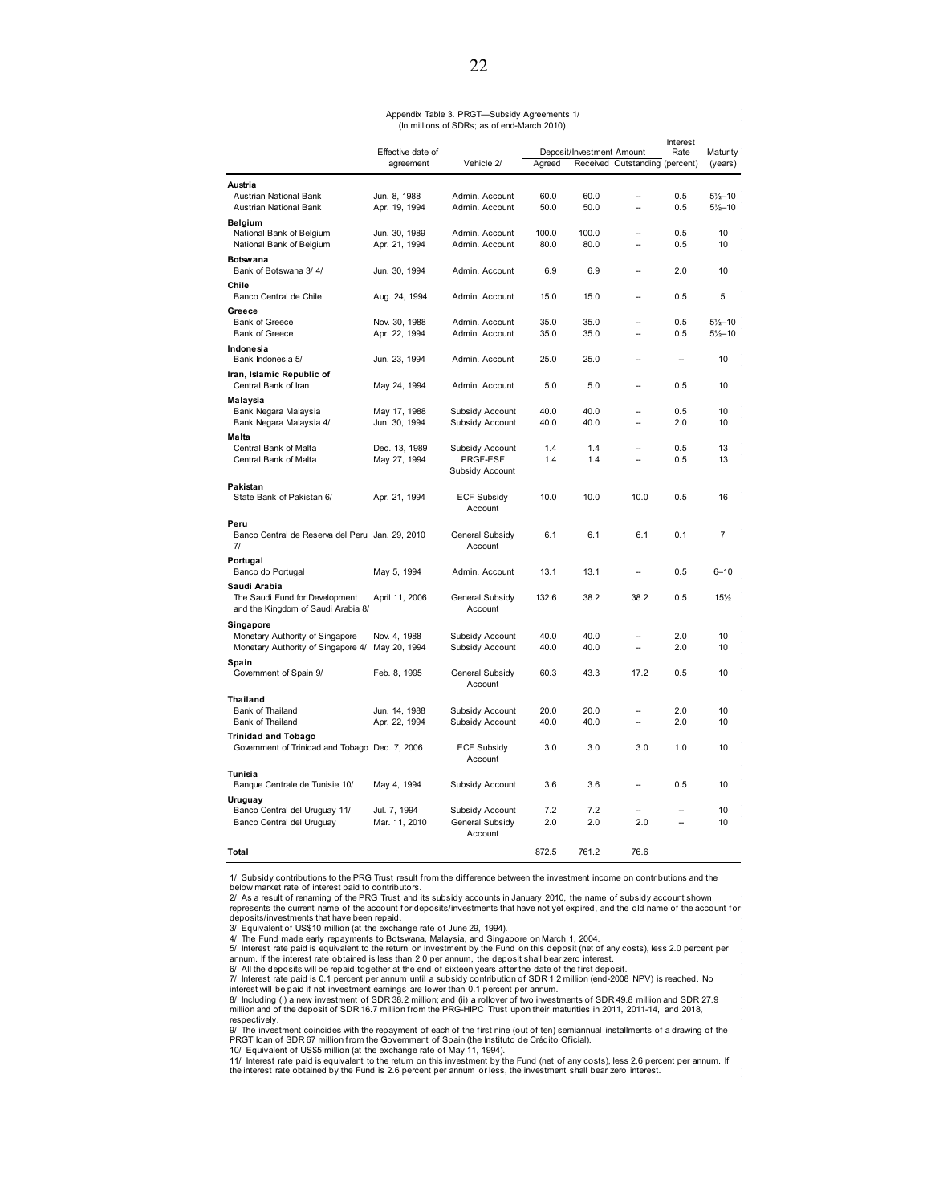Appendix Table 3. PRGT—Subsidy Agreements 1/
(In millions of SDRs; as of end-March 2010)

| | Effective date of agreement | Vehicle 2/ | Deposit/Investment Amount Agreed | Received | Outstanding | Interest Rate (percent) | Maturity (years) |
|---|---|---|---|---|---|---|---|
| **Austria** | | | | | | | |
| Austrian National Bank | Jun. 8, 1988 | Admin. Account | 60.0 | 60.0 | -- | 0.5 | 5½–10 |
| Austrian National Bank | Apr. 19, 1994 | Admin. Account | 50.0 | 50.0 | -- | 0.5 | 5½–10 |
| **Belgium** | | | | | | | |
| National Bank of Belgium | Jun. 30, 1989 | Admin. Account | 100.0 | 100.0 | -- | 0.5 | 10 |
| National Bank of Belgium | Apr. 21, 1994 | Admin. Account | 80.0 | 80.0 | -- | 0.5 | 10 |
| **Botswana** | | | | | | | |
| Bank of Botswana 3/ 4/ | Jun. 30, 1994 | Admin. Account | 6.9 | 6.9 | -- | 2.0 | 10 |
| **Chile** | | | | | | | |
| Banco Central de Chile | Aug. 24, 1994 | Admin. Account | 15.0 | 15.0 | -- | 0.5 | 5 |
| **Greece** | | | | | | | |
| Bank of Greece | Nov. 30, 1988 | Admin. Account | 35.0 | 35.0 | -- | 0.5 | 5½–10 |
| Bank of Greece | Apr. 22, 1994 | Admin. Account | 35.0 | 35.0 | -- | 0.5 | 5½–10 |
| **Indonesia** | | | | | | | |
| Bank Indonesia 5/ | Jun. 23, 1994 | Admin. Account | 25.0 | 25.0 | -- | -- | 10 |
| **Iran, Islamic Republic of** | | | | | | | |
| Central Bank of Iran | May 24, 1994 | Admin. Account | 5.0 | 5.0 | -- | 0.5 | 10 |
| **Malaysia** | | | | | | | |
| Bank Negara Malaysia | May 17, 1988 | Subsidy Account | 40.0 | 40.0 | -- | 0.5 | 10 |
| Bank Negara Malaysia 4/ | Jun. 30, 1994 | Subsidy Account | 40.0 | 40.0 | -- | 2.0 | 10 |
| **Malta** | | | | | | | |
| Central Bank of Malta | Dec. 13, 1989 | Subsidy Account | 1.4 | 1.4 | -- | 0.5 | 13 |
| Central Bank of Malta | May 27, 1994 | PRGF-ESF Subsidy Account | 1.4 | 1.4 | -- | 0.5 | 13 |
| **Pakistan** | | | | | | | |
| State Bank of Pakistan 6/ | Apr. 21, 1994 | ECF Subsidy Account | 10.0 | 10.0 | 10.0 | 0.5 | 16 |
| **Peru** | | | | | | | |
| Banco Central de Reserva del Peru 7/ | Jan. 29, 2010 | General Subsidy Account | 6.1 | 6.1 | 6.1 | 0.1 | 7 |
| **Portugal** | | | | | | | |
| Banco do Portugal | May 5, 1994 | Admin. Account | 13.1 | 13.1 | -- | 0.5 | 6–10 |
| **Saudi Arabia** | | | | | | | |
| The Saudi Fund for Development and the Kingdom of Saudi Arabia 8/ | April 11, 2006 | General Subsidy Account | 132.6 | 38.2 | 38.2 | 0.5 | 15½ |
| **Singapore** | | | | | | | |
| Monetary Authority of Singapore | Nov. 4, 1988 | Subsidy Account | 40.0 | 40.0 | -- | 2.0 | 10 |
| Monetary Authority of Singapore 4/ | May 20, 1994 | Subsidy Account | 40.0 | 40.0 | -- | 2.0 | 10 |
| **Spain** | | | | | | | |
| Government of Spain 9/ | Feb. 8, 1995 | General Subsidy Account | 60.3 | 43.3 | 17.2 | 0.5 | 10 |
| **Thailand** | | | | | | | |
| Bank of Thailand | Jun. 14, 1988 | Subsidy Account | 20.0 | 20.0 | -- | 2.0 | 10 |
| Bank of Thailand | Apr. 22, 1994 | Subsidy Account | 40.0 | 40.0 | -- | 2.0 | 10 |
| **Trinidad and Tobago** | | | | | | | |
| Government of Trinidad and Tobago | Dec. 7, 2006 | ECF Subsidy Account | 3.0 | 3.0 | 3.0 | 1.0 | 10 |
| **Tunisia** | | | | | | | |
| Banque Centrale de Tunisie 10/ | May 4, 1994 | Subsidy Account | 3.6 | 3.6 | -- | 0.5 | 10 |
| **Uruguay** | | | | | | | |
| Banco Central del Uruguay 11/ | Jul. 7, 1994 | Subsidy Account | 7.2 | 7.2 | -- | -- | 10 |
| Banco Central del Uruguay | Mar. 11, 2010 | General Subsidy Account | 2.0 | 2.0 | 2.0 | -- | 10 |
| **Total** | | | 872.5 | 761.2 | 76.6 | | |

1/ Subsidy contributions to the PRG Trust result from the difference between the investment income on contributions and the below market rate of interest paid to contributors.
2/ As a result of renaming of the PRG Trust and its subsidy accounts in January 2010, the name of subsidy account shown represents the current name of the account for deposits/investments that have not yet expired, and the old name of the account for deposits/investments that have been repaid.
3/ Equivalent of US$10 million (at the exchange rate of June 29, 1994).
4/ The Fund made early repayments to Botswana, Malaysia, and Singapore on March 1, 2004.
5/ Interest rate paid is equivalent to the return on investment by the Fund on this deposit (net of any costs), less 2.0 percent per annum. If the interest rate obtained is less than 2.0 per annum, the deposit shall bear zero interest.
6/ All the deposits will be repaid together at the end of sixteen years after the date of the first deposit.
7/ Interest rate paid is 0.1 percent per annum until a subsidy contribution of SDR 1.2 million (end-2008 NPV) is reached. No interest will be paid if net investment earnings are lower than 0.1 percent per annum.
8/ Including (i) a new investment of SDR 38.2 million; and (ii) a rollover of two investments of SDR 49.8 million and SDR 27.9 million and of the deposit of SDR 16.7 million from the PRG-HIPC Trust upon their maturities in 2011, 2011-14, and 2018, respectively.
9/ The investment coincides with the repayment of each of the first nine (out of ten) semiannual installments of a drawing of the PRGT loan of SDR 67 million from the Government of Spain (the Instituto de Crédito Oficial).
10/ Equivalent of US$5 million (at the exchange rate of May 11, 1994).
11/ Interest rate paid is equivalent to the return on this investment by the Fund (net of any costs), less 2.6 percent per annum. If the interest rate obtained by the Fund is 2.6 percent per annum or less, the investment shall bear zero interest.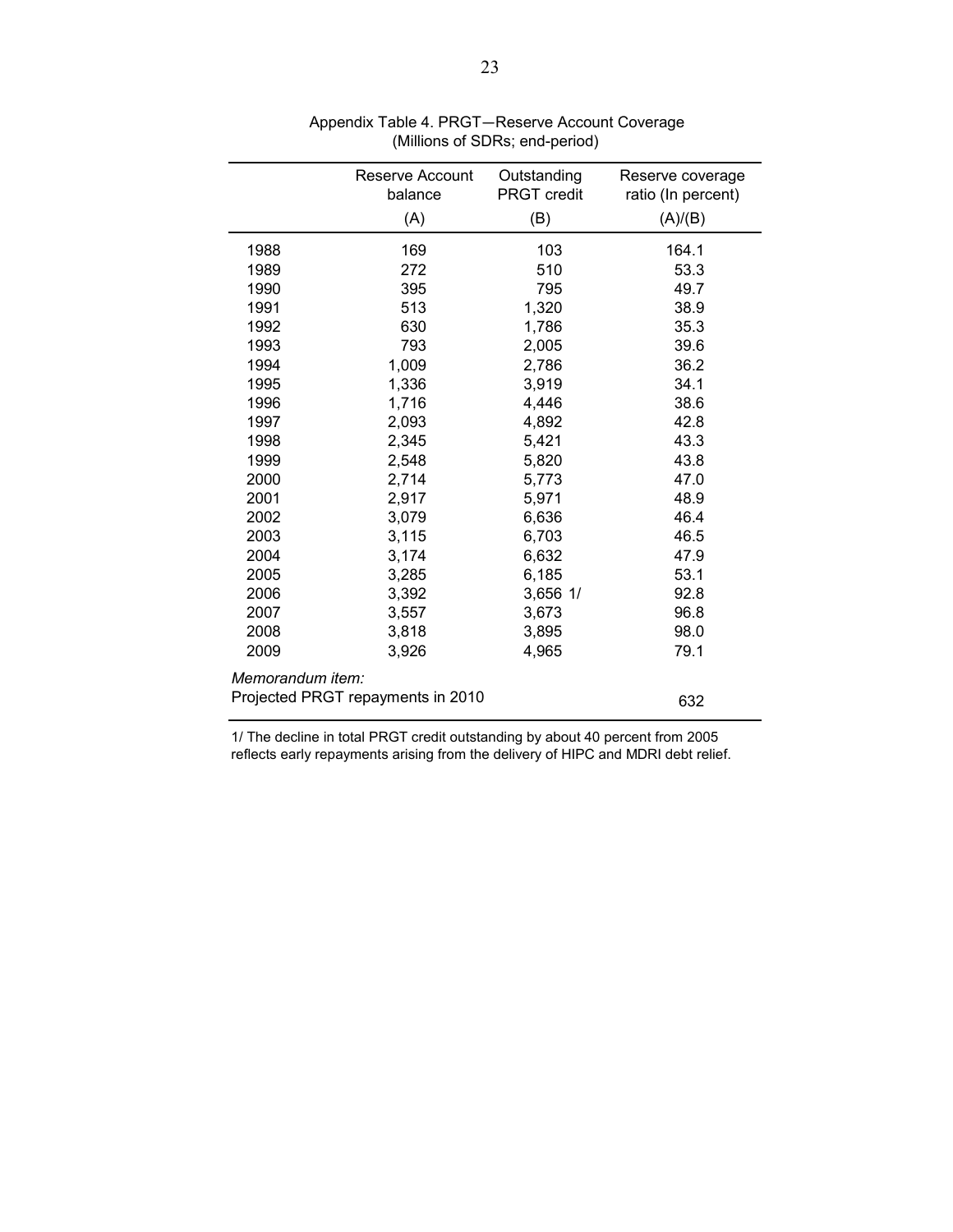Appendix Table 4. PRGT—Reserve Account Coverage
(Millions of SDRs; end-period)

| | Reserve Account balance (A) | Outstanding PRGT credit (B) | Reserve coverage ratio (In percent) (A)/(B) |
|---|---|---|---|
| 1988 | 169 | 103 | 164.1 |
| 1989 | 272 | 510 | 53.3 |
| 1990 | 395 | 795 | 49.7 |
| 1991 | 513 | 1,320 | 38.9 |
| 1992 | 630 | 1,786 | 35.3 |
| 1993 | 793 | 2,005 | 39.6 |
| 1994 | 1,009 | 2,786 | 36.2 |
| 1995 | 1,336 | 3,919 | 34.1 |
| 1996 | 1,716 | 4,446 | 38.6 |
| 1997 | 2,093 | 4,892 | 42.8 |
| 1998 | 2,345 | 5,421 | 43.3 |
| 1999 | 2,548 | 5,820 | 43.8 |
| 2000 | 2,714 | 5,773 | 47.0 |
| 2001 | 2,917 | 5,971 | 48.9 |
| 2002 | 3,079 | 6,636 | 46.4 |
| 2003 | 3,115 | 6,703 | 46.5 |
| 2004 | 3,174 | 6,632 | 47.9 |
| 2005 | 3,285 | 6,185 | 53.1 |
| 2006 | 3,392 | 3,656 1/ | 92.8 |
| 2007 | 3,557 | 3,673 | 96.8 |
| 2008 | 3,818 | 3,895 | 98.0 |
| 2009 | 3,926 | 4,965 | 79.1 |
| *Memorandum item:* | | | |
| Projected PRGT repayments in 2010 | | 632 | |

1/ The decline in total PRGT credit outstanding by about 40 percent from 2005 reflects early repayments arising from the delivery of HIPC and MDRI debt relief.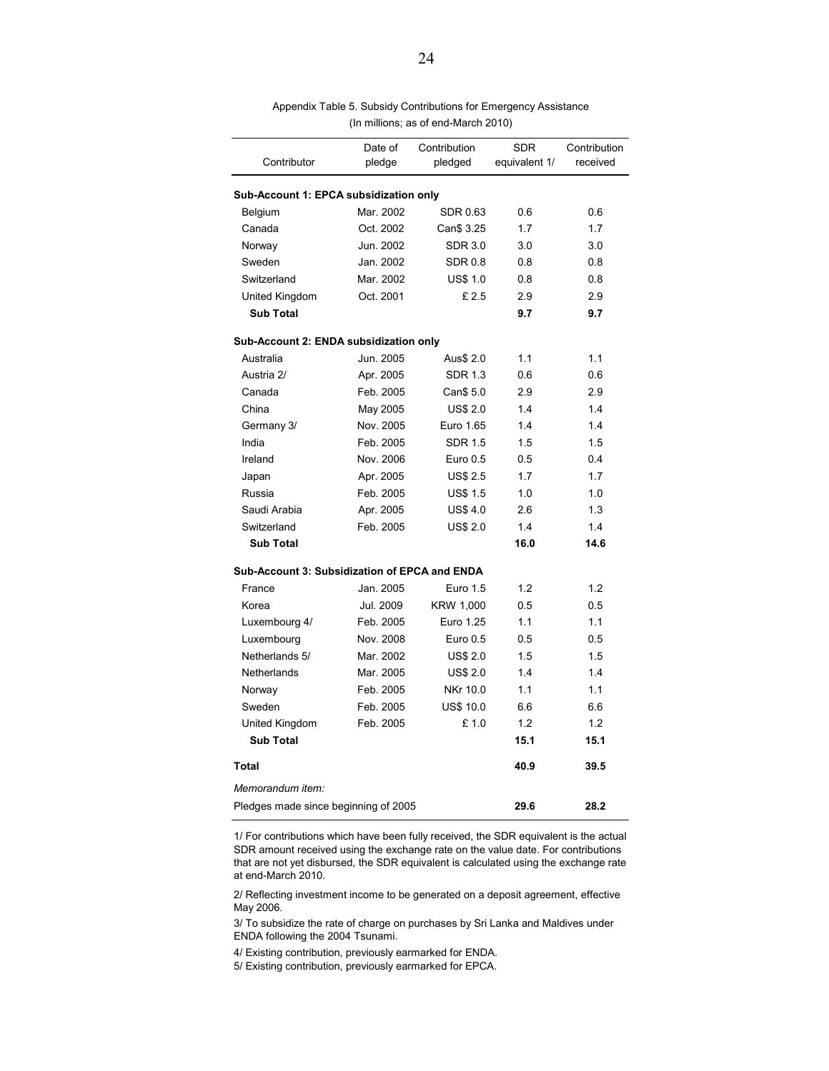Appendix Table 5. Subsidy Contributions for Emergency Assistance
(In millions; as of end-March 2010)

| Contributor | Date of pledge | Contribution pledged | SDR equivalent 1/ | Contribution received |
|---|---|---|---|---|
| **Sub-Account 1: EPCA subsidization only** | | | | |
| Belgium | Mar. 2002 | SDR 0.63 | 0.6 | 0.6 |
| Canada | Oct. 2002 | Can$ 3.25 | 1.7 | 1.7 |
| Norway | Jun. 2002 | SDR 3.0 | 3.0 | 3.0 |
| Sweden | Jan. 2002 | SDR 0.8 | 0.8 | 0.8 |
| Switzerland | Mar. 2002 | US$ 1.0 | 0.8 | 0.8 |
| United Kingdom | Oct. 2001 | £ 2.5 | 2.9 | 2.9 |
| **Sub Total** | | | **9.7** | **9.7** |
| **Sub-Account 2: ENDA subsidization only** | | | | |
| Australia | Jun. 2005 | Aus$ 2.0 | 1.1 | 1.1 |
| Austria 2/ | Apr. 2005 | SDR 1.3 | 0.6 | 0.6 |
| Canada | Feb. 2005 | Can$ 5.0 | 2.9 | 2.9 |
| China | May 2005 | US$ 2.0 | 1.4 | 1.4 |
| Germany 3/ | Nov. 2005 | Euro 1.65 | 1.4 | 1.4 |
| India | Feb. 2005 | SDR 1.5 | 1.5 | 1.5 |
| Ireland | Nov. 2006 | Euro 0.5 | 0.5 | 0.4 |
| Japan | Apr. 2005 | US$ 2.5 | 1.7 | 1.7 |
| Russia | Feb. 2005 | US$ 1.5 | 1.0 | 1.0 |
| Saudi Arabia | Apr. 2005 | US$ 4.0 | 2.6 | 1.3 |
| Switzerland | Feb. 2005 | US$ 2.0 | 1.4 | 1.4 |
| **Sub Total** | | | **16.0** | **14.6** |
| **Sub-Account 3: Subsidization of EPCA and ENDA** | | | | |
| France | Jan. 2005 | Euro 1.5 | 1.2 | 1.2 |
| Korea | Jul. 2009 | KRW 1,000 | 0.5 | 0.5 |
| Luxembourg 4/ | Feb. 2005 | Euro 1.25 | 1.1 | 1.1 |
| Luxembourg | Nov. 2008 | Euro 0.5 | 0.5 | 0.5 |
| Netherlands 5/ | Mar. 2002 | US$ 2.0 | 1.5 | 1.5 |
| Netherlands | Mar. 2005 | US$ 2.0 | 1.4 | 1.4 |
| Norway | Feb. 2005 | NKr 10.0 | 1.1 | 1.1 |
| Sweden | Feb. 2005 | US$ 10.0 | 6.6 | 6.6 |
| United Kingdom | Feb. 2005 | £ 1.0 | 1.2 | 1.2 |
| **Sub Total** | | | **15.1** | **15.1** |
| **Total** | | | **40.9** | **39.5** |
| *Memorandum item:* | | | | |
| Pledges made since beginning of 2005 | | | **29.6** | **28.2** |

1/ For contributions which have been fully received, the SDR equivalent is the actual SDR amount received using the exchange rate on the value date. For contributions that are not yet disbursed, the SDR equivalent is calculated using the exchange rate at end-March 2010.

2/ Reflecting investment income to be generated on a deposit agreement, effective May 2006.

3/ To subsidize the rate of charge on purchases by Sri Lanka and Maldives under ENDA following the 2004 Tsunami.

4/ Existing contribution, previously earmarked for ENDA.

5/ Existing contribution, previously earmarked for EPCA.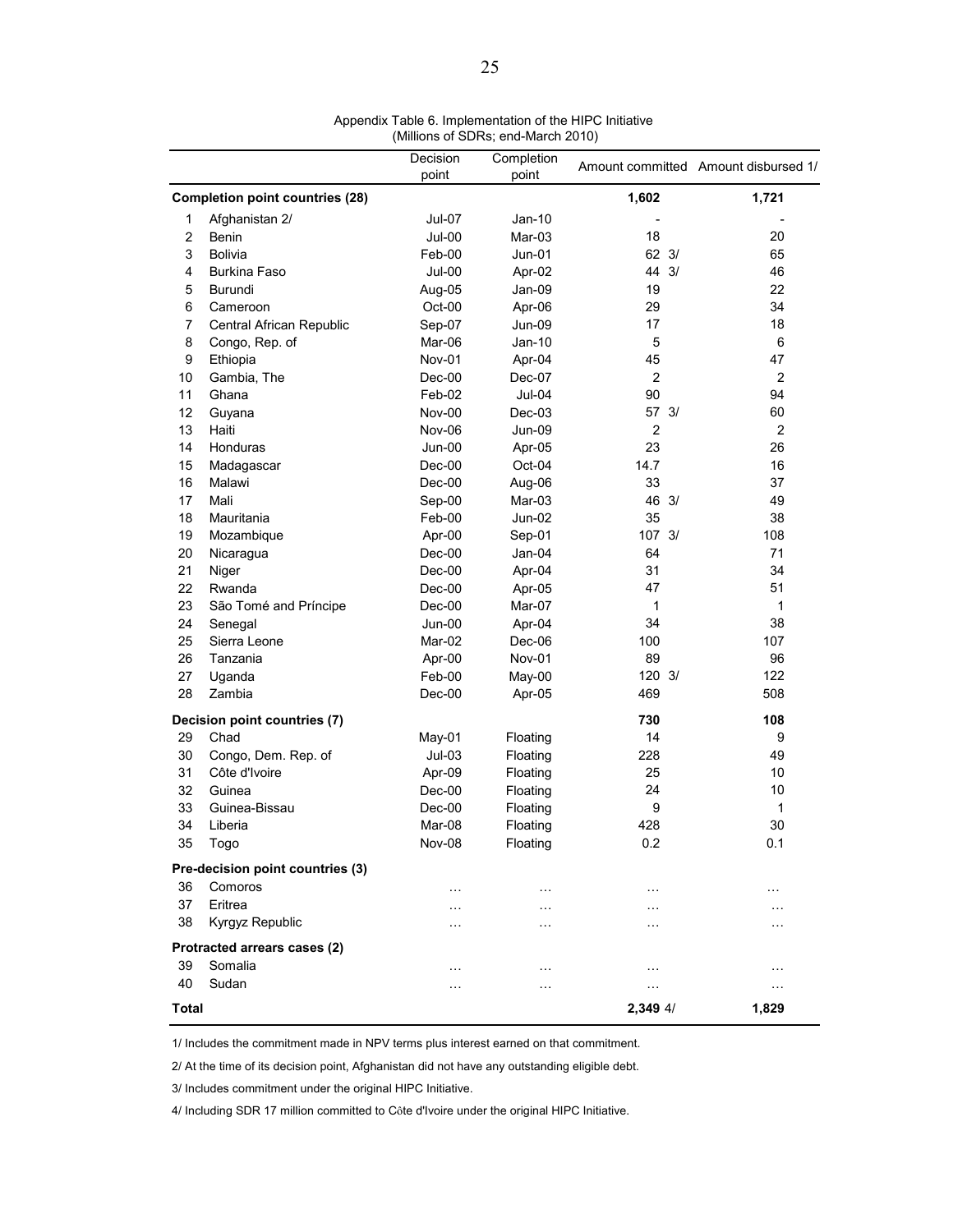Appendix Table 6. Implementation of the HIPC Initiative
(Millions of SDRs; end-March 2010)

| | | Decision point | Completion point | Amount committed | Amount disbursed 1/ |
|---|---|---|---|---|---|
| **Completion point countries (28)** | | | | **1,602** | **1,721** |
| 1 | Afghanistan 2/ | Jul-07 | Jan-10 | - | - |
| 2 | Benin | Jul-00 | Mar-03 | 18 | 20 |
| 3 | Bolivia | Feb-00 | Jun-01 | 62 3/ | 65 |
| 4 | Burkina Faso | Jul-00 | Apr-02 | 44 3/ | 46 |
| 5 | Burundi | Aug-05 | Jan-09 | 19 | 22 |
| 6 | Cameroon | Oct-00 | Apr-06 | 29 | 34 |
| 7 | Central African Republic | Sep-07 | Jun-09 | 17 | 18 |
| 8 | Congo, Rep. of | Mar-06 | Jan-10 | 5 | 6 |
| 9 | Ethiopia | Nov-01 | Apr-04 | 45 | 47 |
| 10 | Gambia, The | Dec-00 | Dec-07 | 2 | 2 |
| 11 | Ghana | Feb-02 | Jul-04 | 90 | 94 |
| 12 | Guyana | Nov-00 | Dec-03 | 57 3/ | 60 |
| 13 | Haiti | Nov-06 | Jun-09 | 2 | 2 |
| 14 | Honduras | Jun-00 | Apr-05 | 23 | 26 |
| 15 | Madagascar | Dec-00 | Oct-04 | 14.7 | 16 |
| 16 | Malawi | Dec-00 | Aug-06 | 33 | 37 |
| 17 | Mali | Sep-00 | Mar-03 | 46 3/ | 49 |
| 18 | Mauritania | Feb-00 | Jun-02 | 35 | 38 |
| 19 | Mozambique | Apr-00 | Sep-01 | 107 3/ | 108 |
| 20 | Nicaragua | Dec-00 | Jan-04 | 64 | 71 |
| 21 | Niger | Dec-00 | Apr-04 | 31 | 34 |
| 22 | Rwanda | Dec-00 | Apr-05 | 47 | 51 |
| 23 | São Tomé and Príncipe | Dec-00 | Mar-07 | 1 | 1 |
| 24 | Senegal | Jun-00 | Apr-04 | 34 | 38 |
| 25 | Sierra Leone | Mar-02 | Dec-06 | 100 | 107 |
| 26 | Tanzania | Apr-00 | Nov-01 | 89 | 96 |
| 27 | Uganda | Feb-00 | May-00 | 120 3/ | 122 |
| 28 | Zambia | Dec-00 | Apr-05 | 469 | 508 |
| **Decision point countries (7)** | | | | **730** | **108** |
| 29 | Chad | May-01 | Floating | 14 | 9 |
| 30 | Congo, Dem. Rep. of | Jul-03 | Floating | 228 | 49 |
| 31 | Côte d'Ivoire | Apr-09 | Floating | 25 | 10 |
| 32 | Guinea | Dec-00 | Floating | 24 | 10 |
| 33 | Guinea-Bissau | Dec-00 | Floating | 9 | 1 |
| 34 | Liberia | Mar-08 | Floating | 428 | 30 |
| 35 | Togo | Nov-08 | Floating | 0.2 | 0.1 |
| **Pre-decision point countries (3)** | | | | | |
| 36 | Comoros | … | … | … | … |
| 37 | Eritrea | … | … | … | … |
| 38 | Kyrgyz Republic | … | … | … | … |
| **Protracted arrears cases (2)** | | | | | |
| 39 | Somalia | … | … | … | … |
| 40 | Sudan | … | … | … | … |
| **Total** | | | | **2,349** 4/ | **1,829** |

1/ Includes the commitment made in NPV terms plus interest earned on that commitment.

2/ At the time of its decision point, Afghanistan did not have any outstanding eligible debt.

3/ Includes commitment under the original HIPC Initiative.

4/ Including SDR 17 million committed to Côte d'Ivoire under the original HIPC Initiative.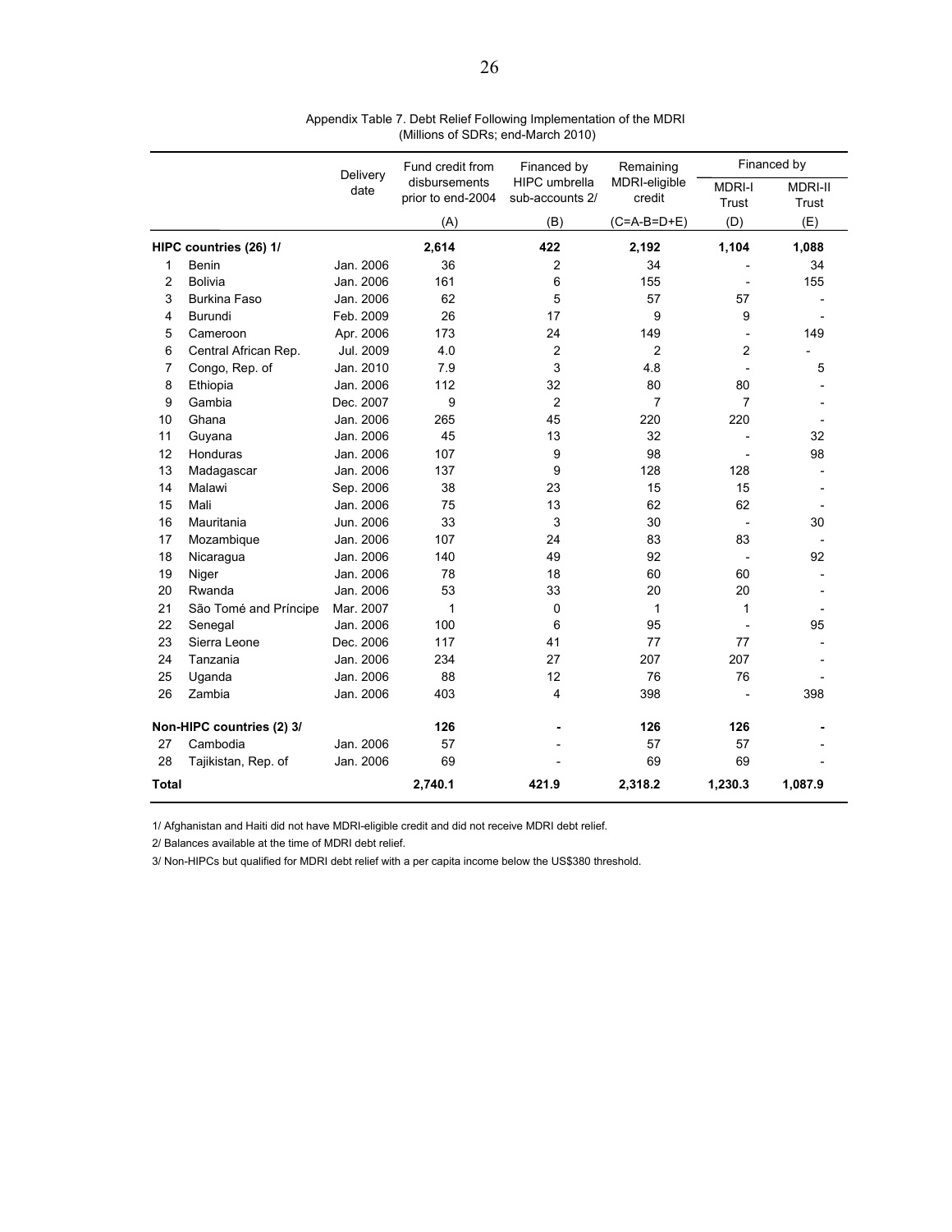Appendix Table 7. Debt Relief Following Implementation of the MDRI
(Millions of SDRs; end-March 2010)

| | | Delivery date | Fund credit from disbursements prior to end-2004 | Financed by HIPC umbrella sub-accounts 2/ | Remaining MDRI-eligible credit | Financed by | |
|---|---|---|---|---|---|---|---|
| | | | | | | MDRI-I Trust | MDRI-II Trust |
| | | | (A) | (B) | (C=A-B=D+E) | (D) | (E) |
| **HIPC countries (26) 1/** | | | **2,614** | **422** | **2,192** | **1,104** | **1,088** |
| 1 | Benin | Jan. 2006 | 36 | 2 | 34 | - | 34 |
| 2 | Bolivia | Jan. 2006 | 161 | 6 | 155 | - | 155 |
| 3 | Burkina Faso | Jan. 2006 | 62 | 5 | 57 | 57 | - |
| 4 | Burundi | Feb. 2009 | 26 | 17 | 9 | 9 | - |
| 5 | Cameroon | Apr. 2006 | 173 | 24 | 149 | - | 149 |
| 6 | Central African Rep. | Jul. 2009 | 4.0 | 2 | 2 | 2 | - |
| 7 | Congo, Rep. of | Jan. 2010 | 7.9 | 3 | 4.8 | - | 5 |
| 8 | Ethiopia | Jan. 2006 | 112 | 32 | 80 | 80 | - |
| 9 | Gambia | Dec. 2007 | 9 | 2 | 7 | 7 | - |
| 10 | Ghana | Jan. 2006 | 265 | 45 | 220 | 220 | - |
| 11 | Guyana | Jan. 2006 | 45 | 13 | 32 | - | 32 |
| 12 | Honduras | Jan. 2006 | 107 | 9 | 98 | - | 98 |
| 13 | Madagascar | Jan. 2006 | 137 | 9 | 128 | 128 | - |
| 14 | Malawi | Sep. 2006 | 38 | 23 | 15 | 15 | - |
| 15 | Mali | Jan. 2006 | 75 | 13 | 62 | 62 | - |
| 16 | Mauritania | Jun. 2006 | 33 | 3 | 30 | - | 30 |
| 17 | Mozambique | Jan. 2006 | 107 | 24 | 83 | 83 | - |
| 18 | Nicaragua | Jan. 2006 | 140 | 49 | 92 | - | 92 |
| 19 | Niger | Jan. 2006 | 78 | 18 | 60 | 60 | - |
| 20 | Rwanda | Jan. 2006 | 53 | 33 | 20 | 20 | - |
| 21 | São Tomé and Príncipe | Mar. 2007 | 1 | 0 | 1 | 1 | - |
| 22 | Senegal | Jan. 2006 | 100 | 6 | 95 | - | 95 |
| 23 | Sierra Leone | Dec. 2006 | 117 | 41 | 77 | 77 | - |
| 24 | Tanzania | Jan. 2006 | 234 | 27 | 207 | 207 | - |
| 25 | Uganda | Jan. 2006 | 88 | 12 | 76 | 76 | - |
| 26 | Zambia | Jan. 2006 | 403 | 4 | 398 | - | 398 |
| **Non-HIPC countries (2) 3/** | | | **126** | **-** | **126** | **126** | **-** |
| 27 | Cambodia | Jan. 2006 | 57 | - | 57 | 57 | - |
| 28 | Tajikistan, Rep. of | Jan. 2006 | 69 | - | 69 | 69 | - |
| **Total** | | | **2,740.1** | **421.9** | **2,318.2** | **1,230.3** | **1,087.9** |

1/ Afghanistan and Haiti did not have MDRI-eligible credit and did not receive MDRI debt relief.

2/ Balances available at the time of MDRI debt relief.

3/ Non-HIPCs but qualified for MDRI debt relief with a per capita income below the US$380 threshold.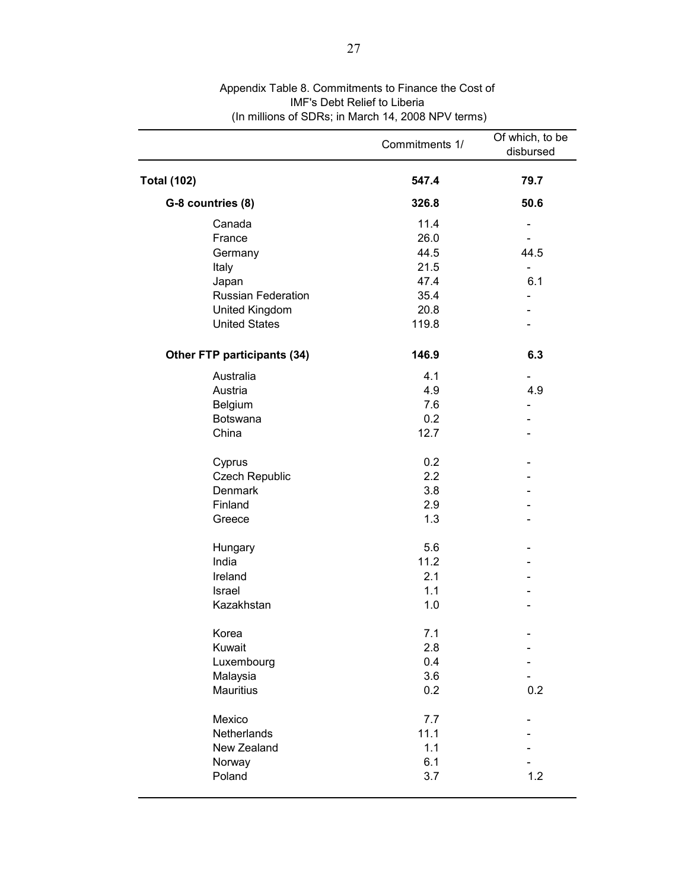Appendix Table 8. Commitments to Finance the Cost of IMF's Debt Relief to Liberia
(In millions of SDRs; in March 14, 2008 NPV terms)

| | Commitments 1/ | Of which, to be disbursed |
|---|---|---|
| **Total (102)** | **547.4** | **79.7** |
| **G-8 countries (8)** | **326.8** | **50.6** |
| Canada | 11.4 | - |
| France | 26.0 | - |
| Germany | 44.5 | 44.5 |
| Italy | 21.5 | - |
| Japan | 47.4 | 6.1 |
| Russian Federation | 35.4 | - |
| United Kingdom | 20.8 | - |
| United States | 119.8 | - |
| **Other FTP participants (34)** | **146.9** | **6.3** |
| Australia | 4.1 | - |
| Austria | 4.9 | 4.9 |
| Belgium | 7.6 | - |
| Botswana | 0.2 | - |
| China | 12.7 | - |
| Cyprus | 0.2 | - |
| Czech Republic | 2.2 | - |
| Denmark | 3.8 | - |
| Finland | 2.9 | - |
| Greece | 1.3 | - |
| Hungary | 5.6 | - |
| India | 11.2 | - |
| Ireland | 2.1 | - |
| Israel | 1.1 | - |
| Kazakhstan | 1.0 | - |
| Korea | 7.1 | - |
| Kuwait | 2.8 | - |
| Luxembourg | 0.4 | - |
| Malaysia | 3.6 | - |
| Mauritius | 0.2 | 0.2 |
| Mexico | 7.7 | - |
| Netherlands | 11.1 | - |
| New Zealand | 1.1 | - |
| Norway | 6.1 | - |
| Poland | 3.7 | 1.2 |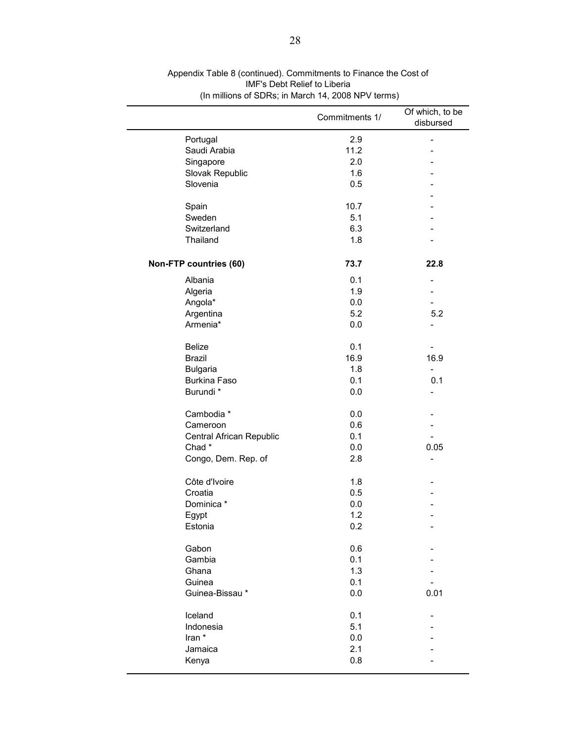Appendix Table 8 (continued). Commitments to Finance the Cost of IMF's Debt Relief to Liberia
(In millions of SDRs; in March 14, 2008 NPV terms)

| | Commitments 1/ | Of which, to be disbursed |
|---|---|---|
| Portugal | 2.9 | - |
| Saudi Arabia | 11.2 | - |
| Singapore | 2.0 | - |
| Slovak Republic | 1.6 | - |
| Slovenia | 0.5 | - |
| | | - |
| Spain | 10.7 | - |
| Sweden | 5.1 | - |
| Switzerland | 6.3 | - |
| Thailand | 1.8 | - |
| **Non-FTP countries (60)** | **73.7** | **22.8** |
| Albania | 0.1 | - |
| Algeria | 1.9 | - |
| Angola* | 0.0 | - |
| Argentina | 5.2 | 5.2 |
| Armenia* | 0.0 | - |
| Belize | 0.1 | - |
| Brazil | 16.9 | 16.9 |
| Bulgaria | 1.8 | - |
| Burkina Faso | 0.1 | 0.1 |
| Burundi * | 0.0 | - |
| Cambodia * | 0.0 | - |
| Cameroon | 0.6 | - |
| Central African Republic | 0.1 | - |
| Chad * | 0.0 | 0.05 |
| Congo, Dem. Rep. of | 2.8 | - |
| Côte d'Ivoire | 1.8 | - |
| Croatia | 0.5 | - |
| Dominica * | 0.0 | - |
| Egypt | 1.2 | - |
| Estonia | 0.2 | - |
| Gabon | 0.6 | - |
| Gambia | 0.1 | - |
| Ghana | 1.3 | - |
| Guinea | 0.1 | - |
| Guinea-Bissau * | 0.0 | 0.01 |
| Iceland | 0.1 | - |
| Indonesia | 5.1 | - |
| Iran * | 0.0 | - |
| Jamaica | 2.1 | - |
| Kenya | 0.8 | - |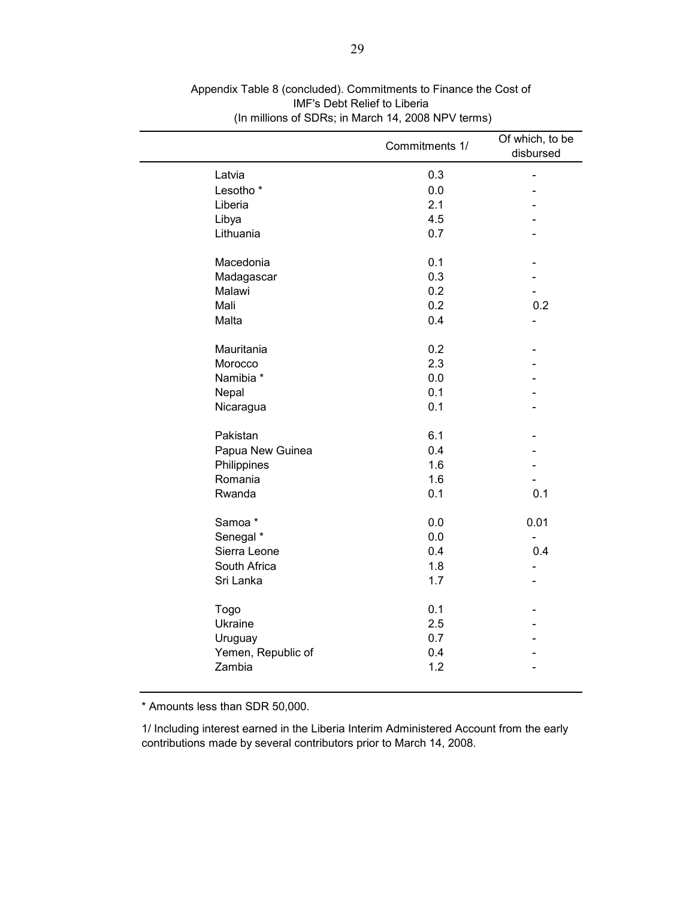Appendix Table 8 (concluded). Commitments to Finance the Cost of IMF's Debt Relief to Liberia
(In millions of SDRs; in March 14, 2008 NPV terms)

| | Commitments 1/ | Of which, to be disbursed |
|---|---|---|
| Latvia | 0.3 | - |
| Lesotho * | 0.0 | - |
| Liberia | 2.1 | - |
| Libya | 4.5 | - |
| Lithuania | 0.7 | - |
| | | |
| Macedonia | 0.1 | - |
| Madagascar | 0.3 | - |
| Malawi | 0.2 | - |
| Mali | 0.2 | 0.2 |
| Malta | 0.4 | - |
| | | |
| Mauritania | 0.2 | - |
| Morocco | 2.3 | - |
| Namibia * | 0.0 | - |
| Nepal | 0.1 | - |
| Nicaragua | 0.1 | - |
| | | |
| Pakistan | 6.1 | - |
| Papua New Guinea | 0.4 | - |
| Philippines | 1.6 | - |
| Romania | 1.6 | - |
| Rwanda | 0.1 | 0.1 |
| | | |
| Samoa * | 0.0 | 0.01 |
| Senegal * | 0.0 | - |
| Sierra Leone | 0.4 | 0.4 |
| South Africa | 1.8 | - |
| Sri Lanka | 1.7 | - |
| | | |
| Togo | 0.1 | - |
| Ukraine | 2.5 | - |
| Uruguay | 0.7 | - |
| Yemen, Republic of | 0.4 | - |
| Zambia | 1.2 | - |

* Amounts less than SDR 50,000.

1/ Including interest earned in the Liberia Interim Administered Account from the early contributions made by several contributors prior to March 14, 2008.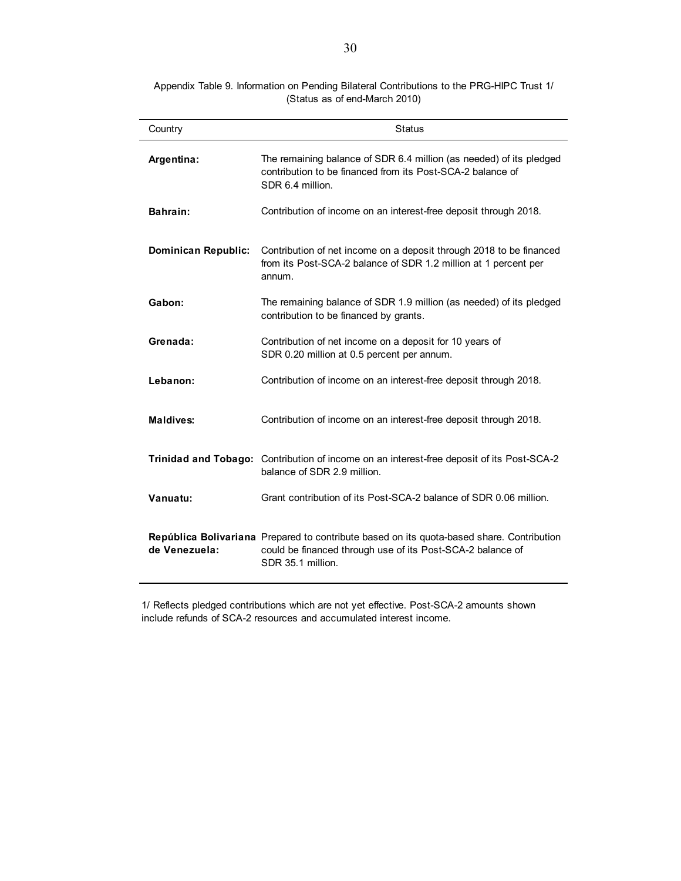Appendix Table 9. Information on Pending Bilateral Contributions to the PRG-HIPC Trust 1/
(Status as of end-March 2010)

| Country | Status |
|---|---|
| **Argentina:** | The remaining balance of SDR 6.4 million (as needed) of its pledged contribution to be financed from its Post-SCA-2 balance of SDR 6.4 million. |
| **Bahrain:** | Contribution of income on an interest-free deposit through 2018. |
| **Dominican Republic:** | Contribution of net income on a deposit through 2018 to be financed from its Post-SCA-2 balance of SDR 1.2 million at 1 percent per annum. |
| **Gabon:** | The remaining balance of SDR 1.9 million (as needed) of its pledged contribution to be financed by grants. |
| **Grenada:** | Contribution of net income on a deposit for 10 years of SDR 0.20 million at 0.5 percent per annum. |
| **Lebanon:** | Contribution of income on an interest-free deposit through 2018. |
| **Maldives:** | Contribution of income on an interest-free deposit through 2018. |
| **Trinidad and Tobago:** | Contribution of income on an interest-free deposit of its Post-SCA-2 balance of SDR 2.9 million. |
| **Vanuatu:** | Grant contribution of its Post-SCA-2 balance of SDR 0.06 million. |
| **República Bolivariana de Venezuela:** | Prepared to contribute based on its quota-based share. Contribution could be financed through use of its Post-SCA-2 balance of SDR 35.1 million. |

1/ Reflects pledged contributions which are not yet effective. Post-SCA-2 amounts shown include refunds of SCA-2 resources and accumulated interest income.